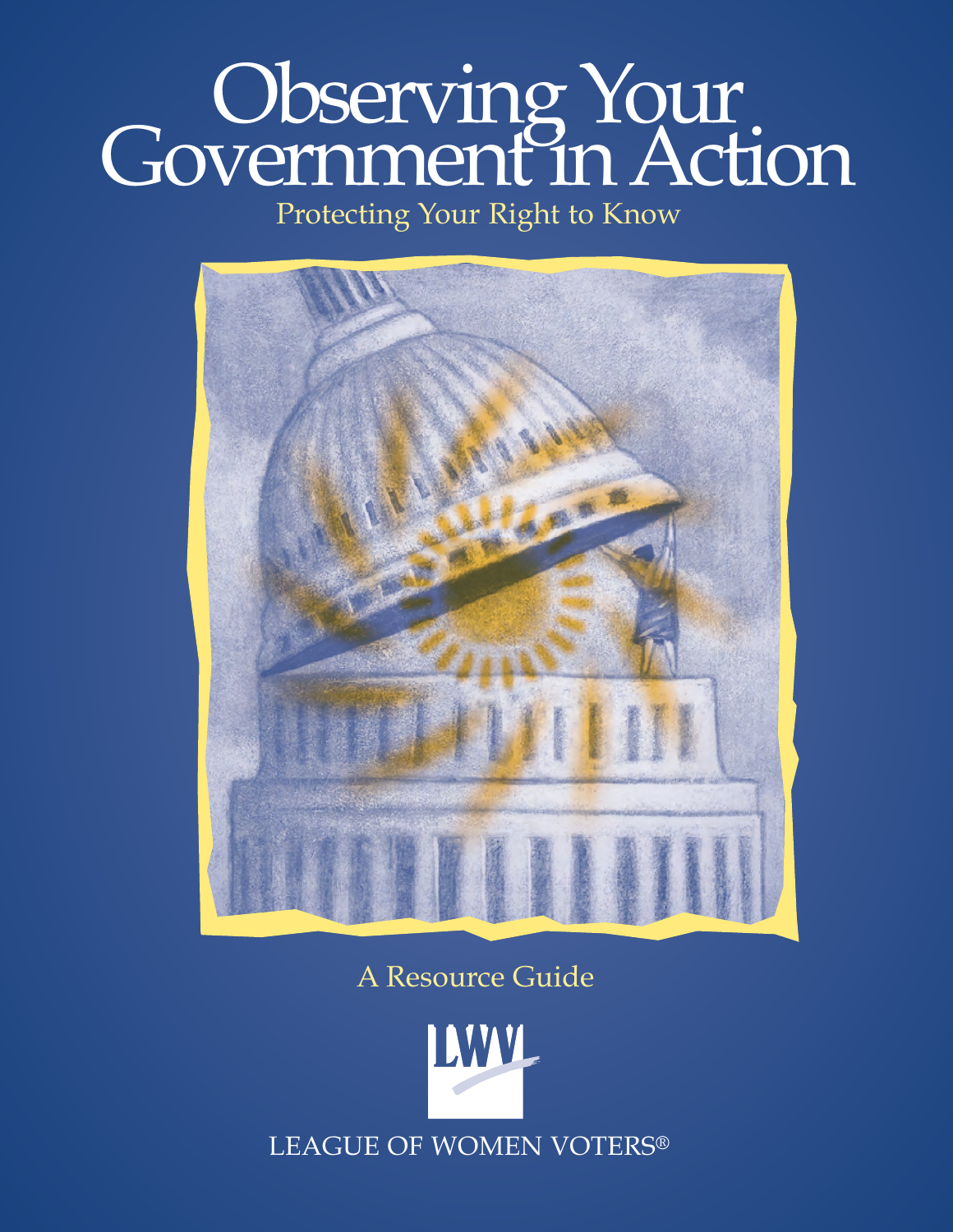# Observing Your Government in Action

## Protecting Your Right to Know

A Resource Guide

LWV

LEAGUE OF WOMEN VOTERS®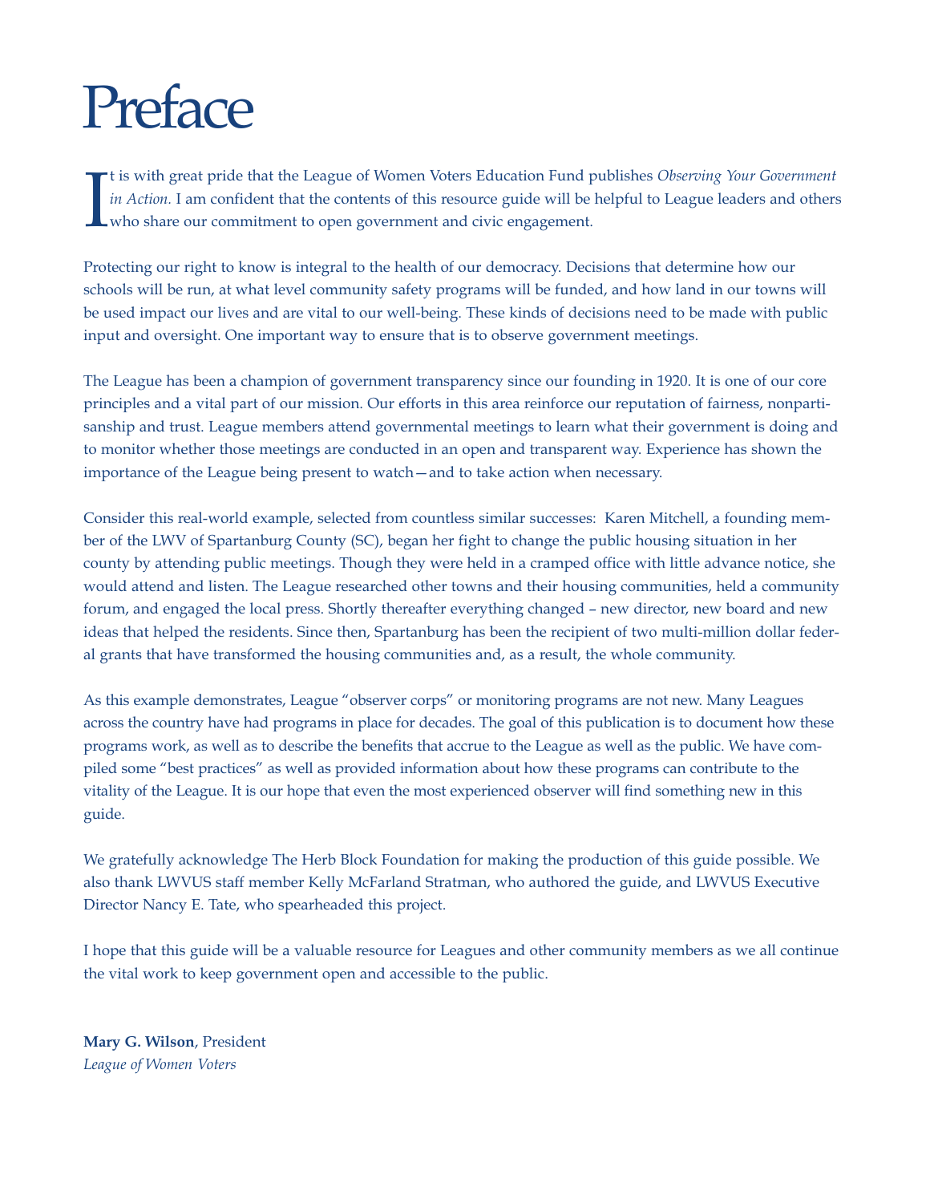# Preface

It is with great pride that the League of Women Voters Education Fund publishes *Observing Your Government in Action.* I am confident that the contents of this resource guide will be helpful to League leaders and others who share our commitment to open government and civic engagement.

Protecting our right to know is integral to the health of our democracy. Decisions that determine how our schools will be run, at what level community safety programs will be funded, and how land in our towns will be used impact our lives and are vital to our well-being. These kinds of decisions need to be made with public input and oversight. One important way to ensure that is to observe government meetings.

The League has been a champion of government transparency since our founding in 1920. It is one of our core principles and a vital part of our mission. Our efforts in this area reinforce our reputation of fairness, nonpartisanship and trust. League members attend governmental meetings to learn what their government is doing and to monitor whether those meetings are conducted in an open and transparent way. Experience has shown the importance of the League being present to watch—and to take action when necessary.

Consider this real-world example, selected from countless similar successes: Karen Mitchell, a founding member of the LWV of Spartanburg County (SC), began her fight to change the public housing situation in her county by attending public meetings. Though they were held in a cramped office with little advance notice, she would attend and listen. The League researched other towns and their housing communities, held a community forum, and engaged the local press. Shortly thereafter everything changed – new director, new board and new ideas that helped the residents. Since then, Spartanburg has been the recipient of two multi-million dollar federal grants that have transformed the housing communities and, as a result, the whole community.

As this example demonstrates, League "observer corps" or monitoring programs are not new. Many Leagues across the country have had programs in place for decades. The goal of this publication is to document how these programs work, as well as to describe the benefits that accrue to the League as well as the public. We have compiled some "best practices" as well as provided information about how these programs can contribute to the vitality of the League. It is our hope that even the most experienced observer will find something new in this guide.

We gratefully acknowledge The Herb Block Foundation for making the production of this guide possible. We also thank LWVUS staff member Kelly McFarland Stratman, who authored the guide, and LWVUS Executive Director Nancy E. Tate, who spearheaded this project.

I hope that this guide will be a valuable resource for Leagues and other community members as we all continue the vital work to keep government open and accessible to the public.

**Mary G. Wilson**, President
*League of Women Voters*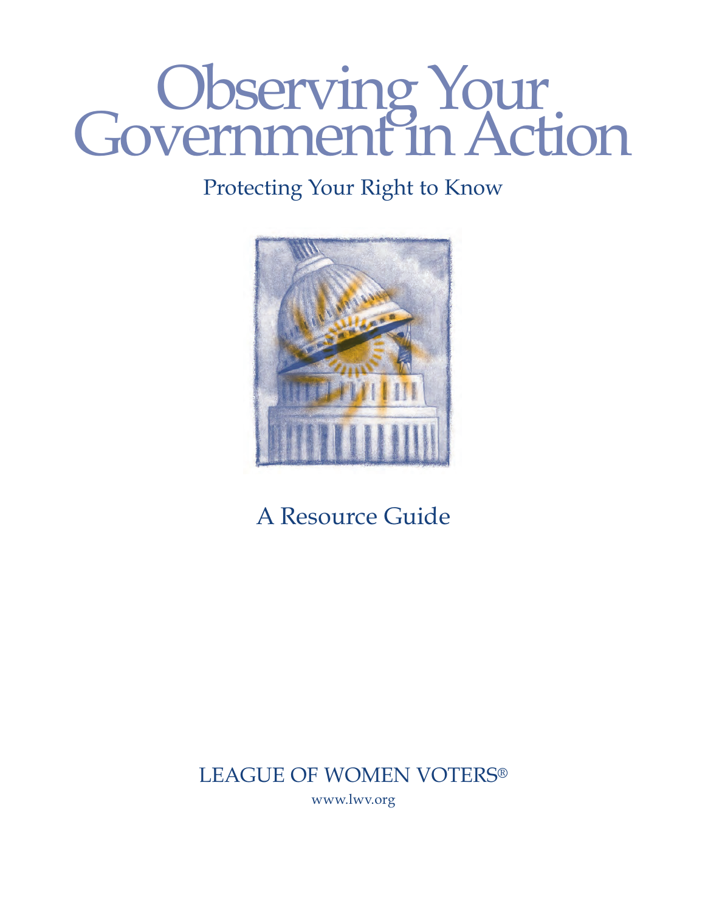# Observing Your Government in Action

Protecting Your Right to Know

A Resource Guide

LEAGUE OF WOMEN VOTERS®

www.lwv.org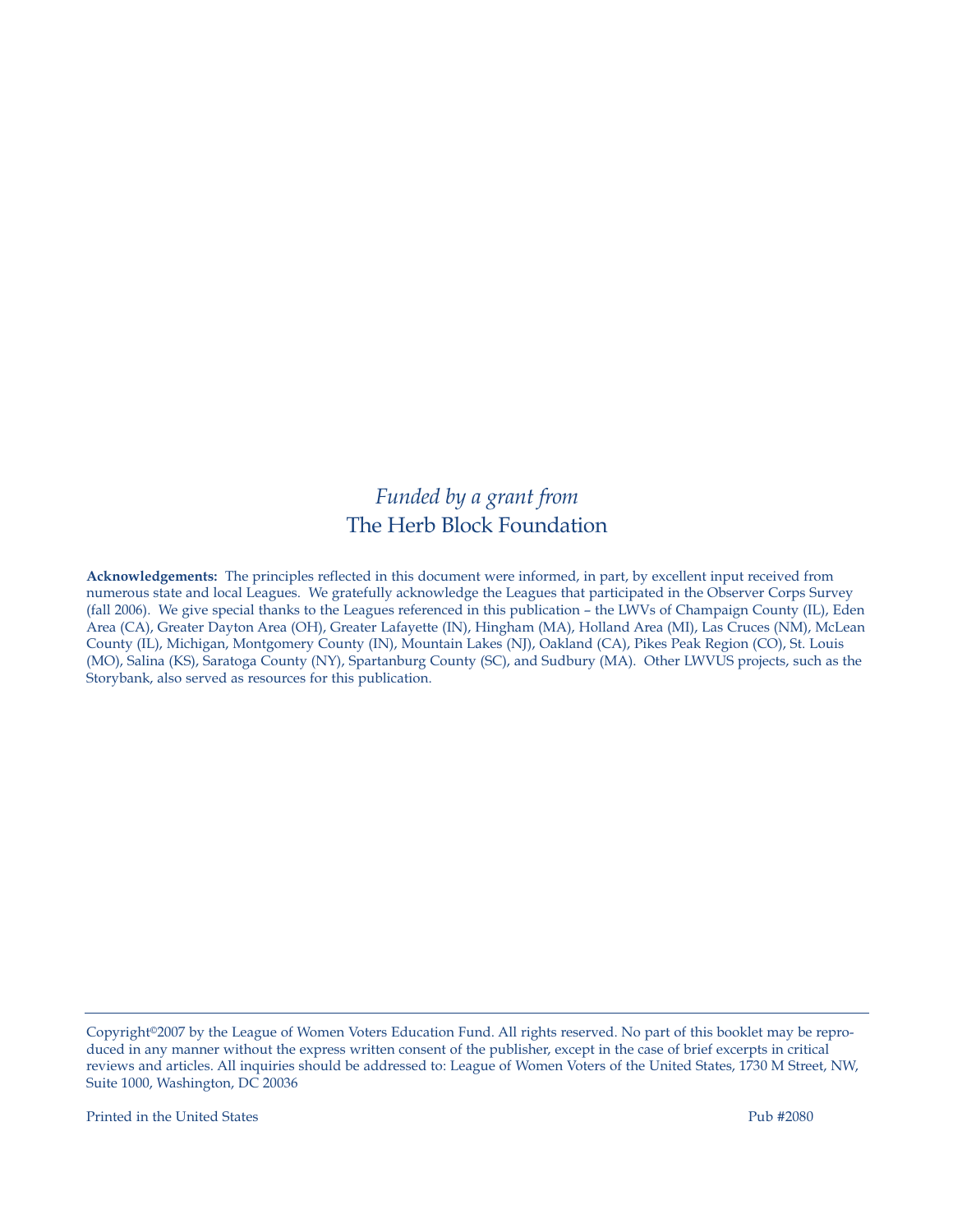*Funded by a grant from*

The Herb Block Foundation

**Acknowledgements:** The principles reflected in this document were informed, in part, by excellent input received from numerous state and local Leagues. We gratefully acknowledge the Leagues that participated in the Observer Corps Survey (fall 2006). We give special thanks to the Leagues referenced in this publication – the LWVs of Champaign County (IL), Eden Area (CA), Greater Dayton Area (OH), Greater Lafayette (IN), Hingham (MA), Holland Area (MI), Las Cruces (NM), McLean County (IL), Michigan, Montgomery County (IN), Mountain Lakes (NJ), Oakland (CA), Pikes Peak Region (CO), St. Louis (MO), Salina (KS), Saratoga County (NY), Spartanburg County (SC), and Sudbury (MA). Other LWVUS projects, such as the Storybank, also served as resources for this publication.

---

Copyright©2007 by the League of Women Voters Education Fund. All rights reserved. No part of this booklet may be reproduced in any manner without the express written consent of the publisher, except in the case of brief excerpts in critical reviews and articles. All inquiries should be addressed to: League of Women Voters of the United States, 1730 M Street, NW, Suite 1000, Washington, DC 20036

Printed in the United States

Pub #2080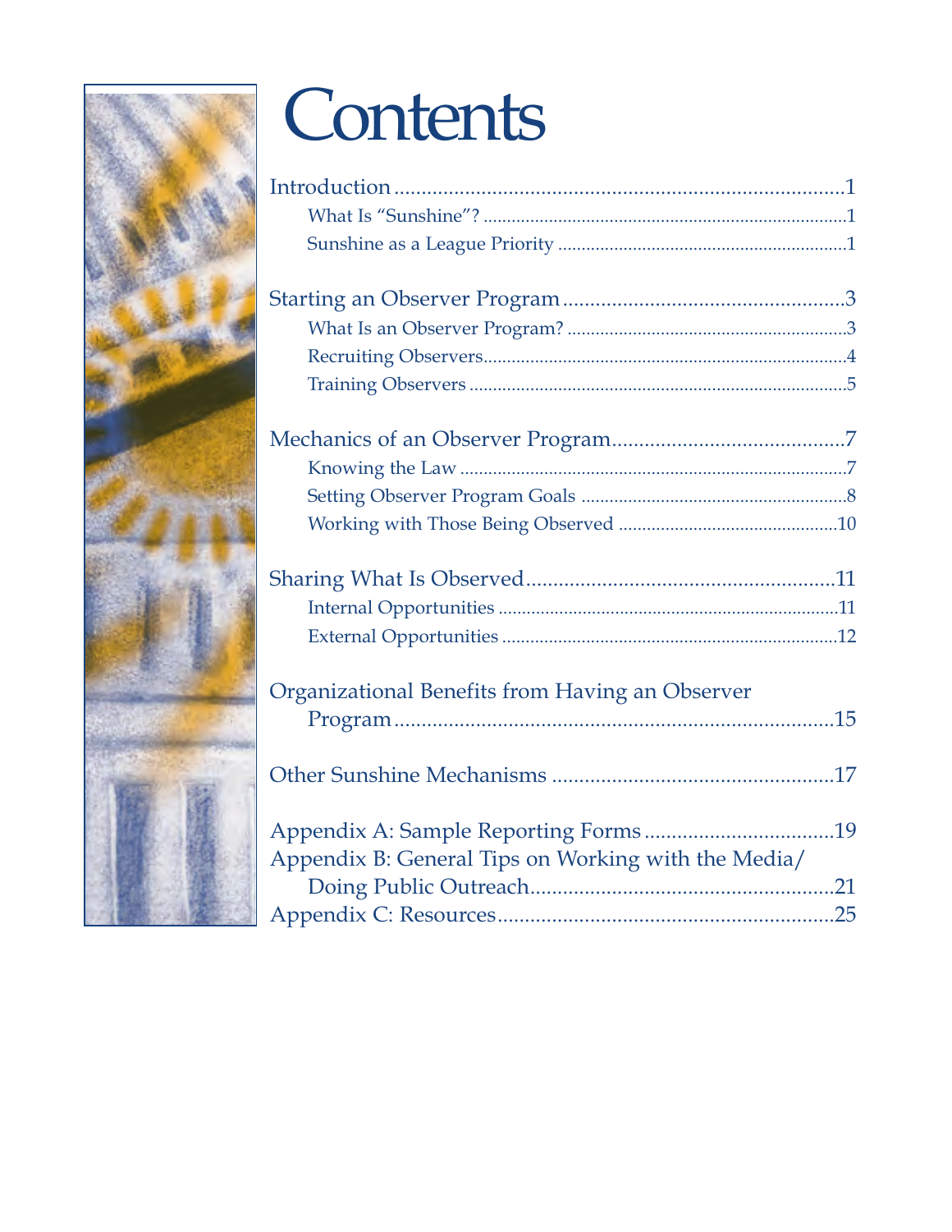# Contents

Introduction ....1
- What Is "Sunshine"? ....1
- Sunshine as a League Priority ....1

Starting an Observer Program ....3
- What Is an Observer Program? ....3
- Recruiting Observers ....4
- Training Observers ....5

Mechanics of an Observer Program ....7
- Knowing the Law ....7
- Setting Observer Program Goals ....8
- Working with Those Being Observed ....10

Sharing What Is Observed ....11
- Internal Opportunities ....11
- External Opportunities ....12

Organizational Benefits from Having an Observer Program ....15

Other Sunshine Mechanisms ....17

Appendix A: Sample Reporting Forms ....19

Appendix B: General Tips on Working with the Media/ Doing Public Outreach ....21

Appendix C: Resources ....25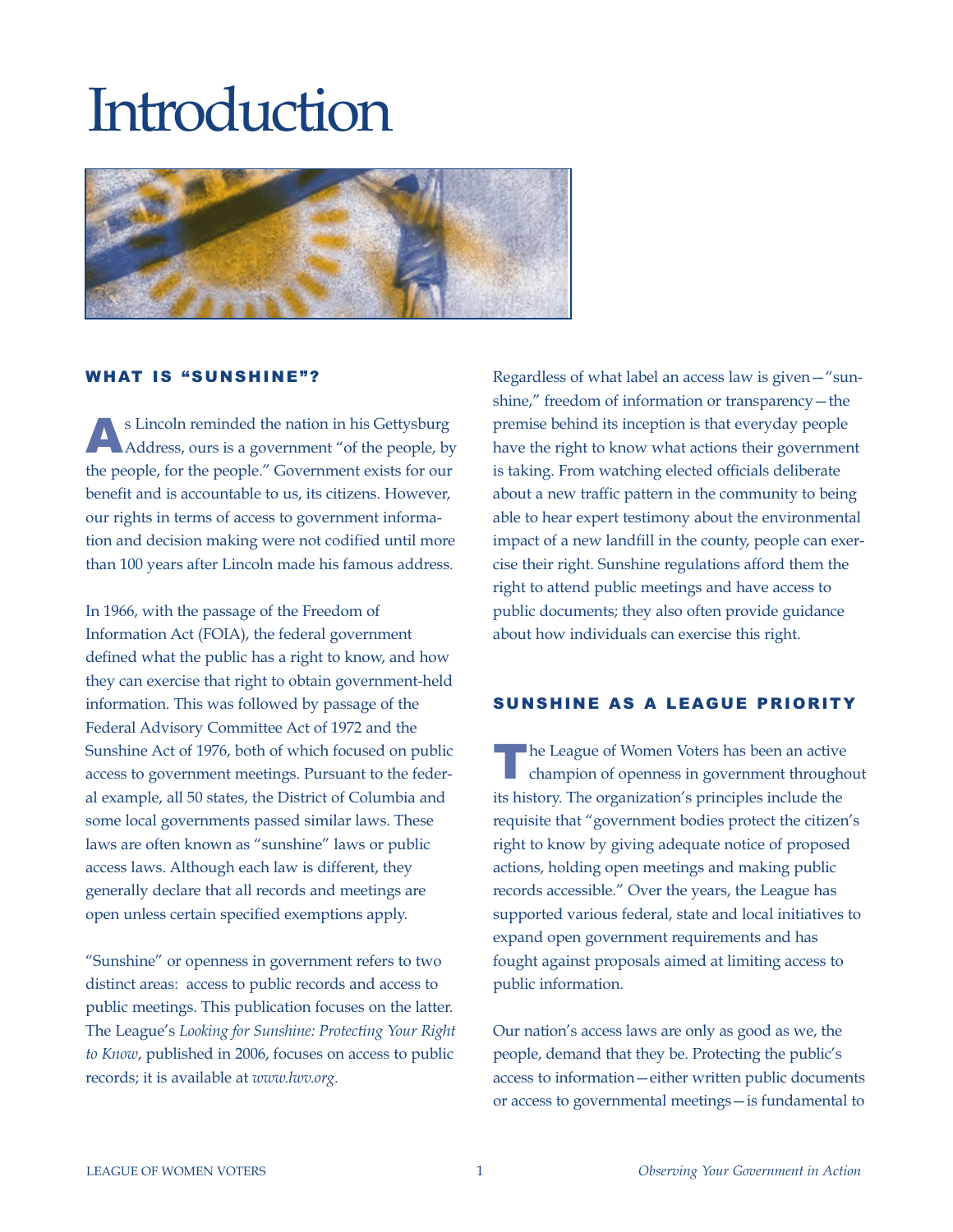# Introduction

## WHAT IS "SUNSHINE"?

As Lincoln reminded the nation in his Gettysburg Address, ours is a government "of the people, by the people, for the people." Government exists for our benefit and is accountable to us, its citizens. However, our rights in terms of access to government information and decision making were not codified until more than 100 years after Lincoln made his famous address.

In 1966, with the passage of the Freedom of Information Act (FOIA), the federal government defined what the public has a right to know, and how they can exercise that right to obtain government-held information. This was followed by passage of the Federal Advisory Committee Act of 1972 and the Sunshine Act of 1976, both of which focused on public access to government meetings. Pursuant to the federal example, all 50 states, the District of Columbia and some local governments passed similar laws. These laws are often known as "sunshine" laws or public access laws. Although each law is different, they generally declare that all records and meetings are open unless certain specified exemptions apply.

"Sunshine" or openness in government refers to two distinct areas: access to public records and access to public meetings. This publication focuses on the latter. The League's *Looking for Sunshine: Protecting Your Right to Know*, published in 2006, focuses on access to public records; it is available at *www.lwv.org*.

Regardless of what label an access law is given—"sunshine," freedom of information or transparency—the premise behind its inception is that everyday people have the right to know what actions their government is taking. From watching elected officials deliberate about a new traffic pattern in the community to being able to hear expert testimony about the environmental impact of a new landfill in the county, people can exercise their right. Sunshine regulations afford them the right to attend public meetings and have access to public documents; they also often provide guidance about how individuals can exercise this right.

## SUNSHINE AS A LEAGUE PRIORITY

The League of Women Voters has been an active champion of openness in government throughout its history. The organization's principles include the requisite that "government bodies protect the citizen's right to know by giving adequate notice of proposed actions, holding open meetings and making public records accessible." Over the years, the League has supported various federal, state and local initiatives to expand open government requirements and has fought against proposals aimed at limiting access to public information.

Our nation's access laws are only as good as we, the people, demand that they be. Protecting the public's access to information—either written public documents or access to governmental meetings—is fundamental to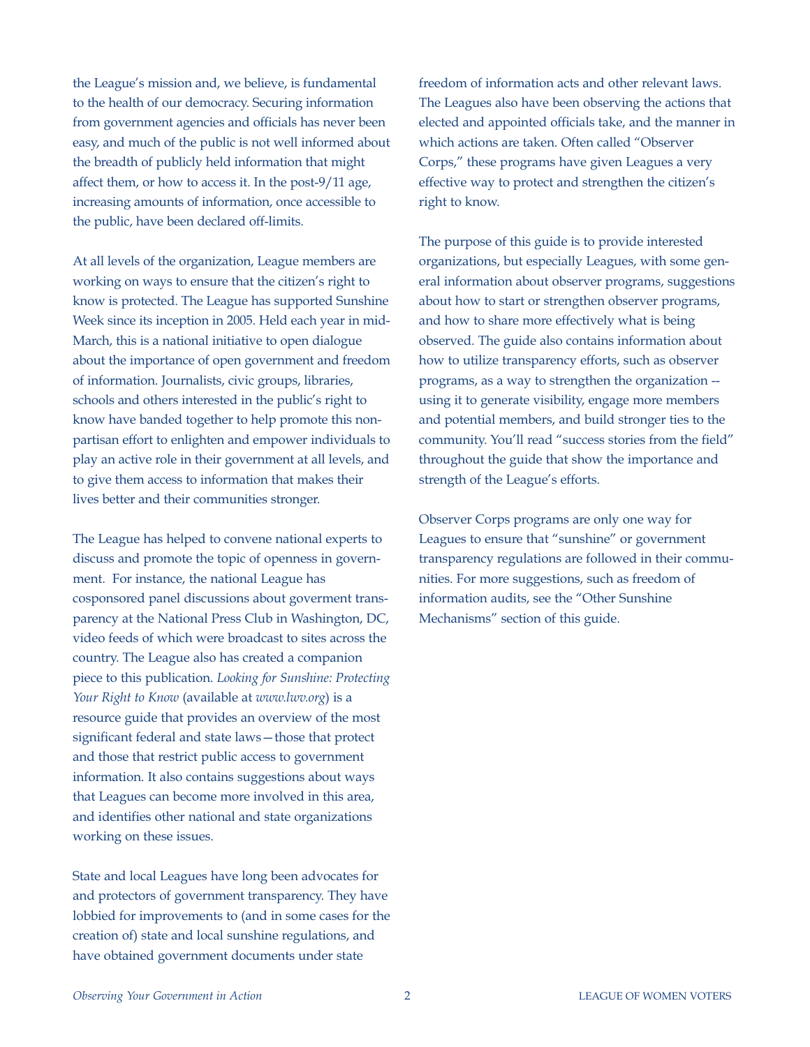the League's mission and, we believe, is fundamental to the health of our democracy. Securing information from government agencies and officials has never been easy, and much of the public is not well informed about the breadth of publicly held information that might affect them, or how to access it. In the post-9/11 age, increasing amounts of information, once accessible to the public, have been declared off-limits.

At all levels of the organization, League members are working on ways to ensure that the citizen's right to know is protected. The League has supported Sunshine Week since its inception in 2005. Held each year in mid-March, this is a national initiative to open dialogue about the importance of open government and freedom of information. Journalists, civic groups, libraries, schools and others interested in the public's right to know have banded together to help promote this non-partisan effort to enlighten and empower individuals to play an active role in their government at all levels, and to give them access to information that makes their lives better and their communities stronger.

The League has helped to convene national experts to discuss and promote the topic of openness in government. For instance, the national League has cosponsored panel discussions about goverment transparency at the National Press Club in Washington, DC, video feeds of which were broadcast to sites across the country. The League also has created a companion piece to this publication. *Looking for Sunshine: Protecting Your Right to Know* (available at *www.lwv.org*) is a resource guide that provides an overview of the most significant federal and state laws—those that protect and those that restrict public access to government information. It also contains suggestions about ways that Leagues can become more involved in this area, and identifies other national and state organizations working on these issues.

State and local Leagues have long been advocates for and protectors of government transparency. They have lobbied for improvements to (and in some cases for the creation of) state and local sunshine regulations, and have obtained government documents under state freedom of information acts and other relevant laws. The Leagues also have been observing the actions that elected and appointed officials take, and the manner in which actions are taken. Often called "Observer Corps," these programs have given Leagues a very effective way to protect and strengthen the citizen's right to know.

The purpose of this guide is to provide interested organizations, but especially Leagues, with some general information about observer programs, suggestions about how to start or strengthen observer programs, and how to share more effectively what is being observed. The guide also contains information about how to utilize transparency efforts, such as observer programs, as a way to strengthen the organization -- using it to generate visibility, engage more members and potential members, and build stronger ties to the community. You'll read "success stories from the field" throughout the guide that show the importance and strength of the League's efforts.

Observer Corps programs are only one way for Leagues to ensure that "sunshine" or government transparency regulations are followed in their communities. For more suggestions, such as freedom of information audits, see the "Other Sunshine Mechanisms" section of this guide.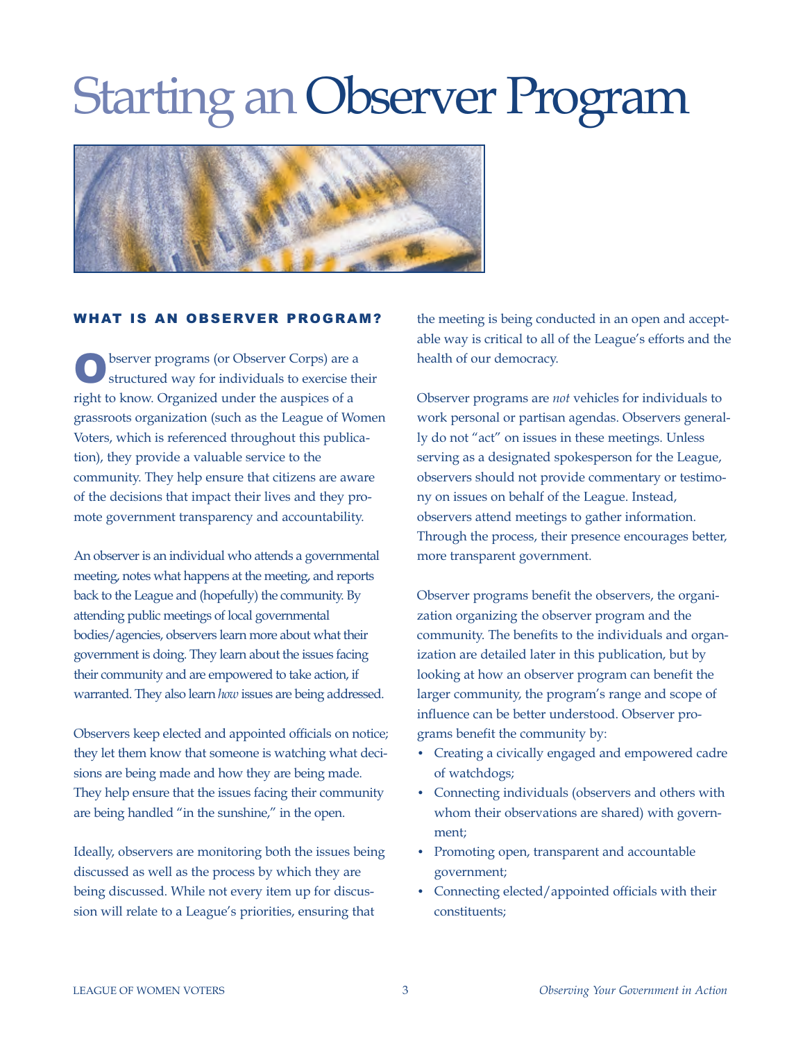# Starting an Observer Program

## WHAT IS AN OBSERVER PROGRAM?

Observer programs (or Observer Corps) are a structured way for individuals to exercise their right to know. Organized under the auspices of a grassroots organization (such as the League of Women Voters, which is referenced throughout this publication), they provide a valuable service to the community. They help ensure that citizens are aware of the decisions that impact their lives and they promote government transparency and accountability.

An observer is an individual who attends a governmental meeting, notes what happens at the meeting, and reports back to the League and (hopefully) the community. By attending public meetings of local governmental bodies/agencies, observers learn more about what their government is doing. They learn about the issues facing their community and are empowered to take action, if warranted. They also learn *how* issues are being addressed.

Observers keep elected and appointed officials on notice; they let them know that someone is watching what decisions are being made and how they are being made. They help ensure that the issues facing their community are being handled "in the sunshine," in the open.

Ideally, observers are monitoring both the issues being discussed as well as the process by which they are being discussed. While not every item up for discussion will relate to a League's priorities, ensuring that the meeting is being conducted in an open and acceptable way is critical to all of the League's efforts and the health of our democracy.

Observer programs are *not* vehicles for individuals to work personal or partisan agendas. Observers generally do not "act" on issues in these meetings. Unless serving as a designated spokesperson for the League, observers should not provide commentary or testimony on issues on behalf of the League. Instead, observers attend meetings to gather information. Through the process, their presence encourages better, more transparent government.

Observer programs benefit the observers, the organization organizing the observer program and the community. The benefits to the individuals and organization are detailed later in this publication, but by looking at how an observer program can benefit the larger community, the program's range and scope of influence can be better understood. Observer programs benefit the community by:

- Creating a civically engaged and empowered cadre of watchdogs;
- Connecting individuals (observers and others with whom their observations are shared) with government;
- Promoting open, transparent and accountable government;
- Connecting elected/appointed officials with their constituents;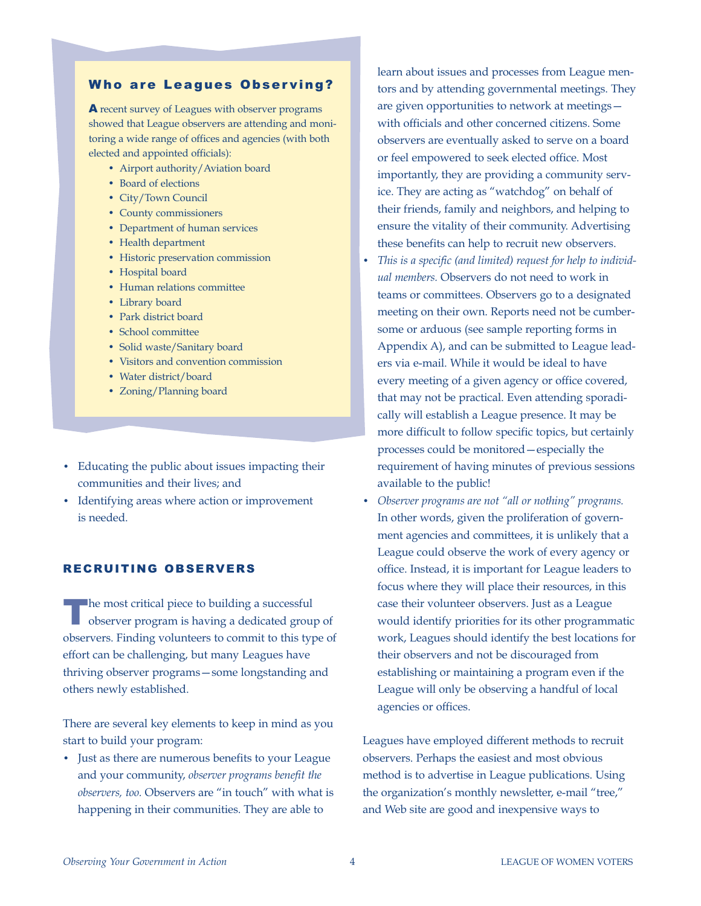### Who are Leagues Observing?

A recent survey of Leagues with observer programs showed that League observers are attending and monitoring a wide range of offices and agencies (with both elected and appointed officials):

- Airport authority/Aviation board
- Board of elections
- City/Town Council
- County commissioners
- Department of human services
- Health department
- Historic preservation commission
- Hospital board
- Human relations committee
- Library board
- Park district board
- School committee
- Solid waste/Sanitary board
- Visitors and convention commission
- Water district/board
- Zoning/Planning board

- Educating the public about issues impacting their communities and their lives; and
- Identifying areas where action or improvement is needed.

## RECRUITING OBSERVERS

The most critical piece to building a successful observer program is having a dedicated group of observers. Finding volunteers to commit to this type of effort can be challenging, but many Leagues have thriving observer programs—some longstanding and others newly established.

There are several key elements to keep in mind as you start to build your program:

- Just as there are numerous benefits to your League and your community, *observer programs benefit the observers, too.* Observers are "in touch" with what is happening in their communities. They are able to learn about issues and processes from League mentors and by attending governmental meetings. They are given opportunities to network at meetings—with officials and other concerned citizens. Some observers are eventually asked to serve on a board or feel empowered to seek elected office. Most importantly, they are providing a community service. They are acting as "watchdog" on behalf of their friends, family and neighbors, and helping to ensure the vitality of their community. Advertising these benefits can help to recruit new observers.
- *This is a specific (and limited) request for help to individual members.* Observers do not need to work in teams or committees. Observers go to a designated meeting on their own. Reports need not be cumbersome or arduous (see sample reporting forms in Appendix A), and can be submitted to League leaders via e-mail. While it would be ideal to have every meeting of a given agency or office covered, that may not be practical. Even attending sporadically will establish a League presence. It may be more difficult to follow specific topics, but certainly processes could be monitored—especially the requirement of having minutes of previous sessions available to the public!
- *Observer programs are not "all or nothing" programs.* In other words, given the proliferation of government agencies and committees, it is unlikely that a League could observe the work of every agency or office. Instead, it is important for League leaders to focus where they will place their resources, in this case their volunteer observers. Just as a League would identify priorities for its other programmatic work, Leagues should identify the best locations for their observers and not be discouraged from establishing or maintaining a program even if the League will only be observing a handful of local agencies or offices.

Leagues have employed different methods to recruit observers. Perhaps the easiest and most obvious method is to advertise in League publications. Using the organization's monthly newsletter, e-mail "tree," and Web site are good and inexpensive ways to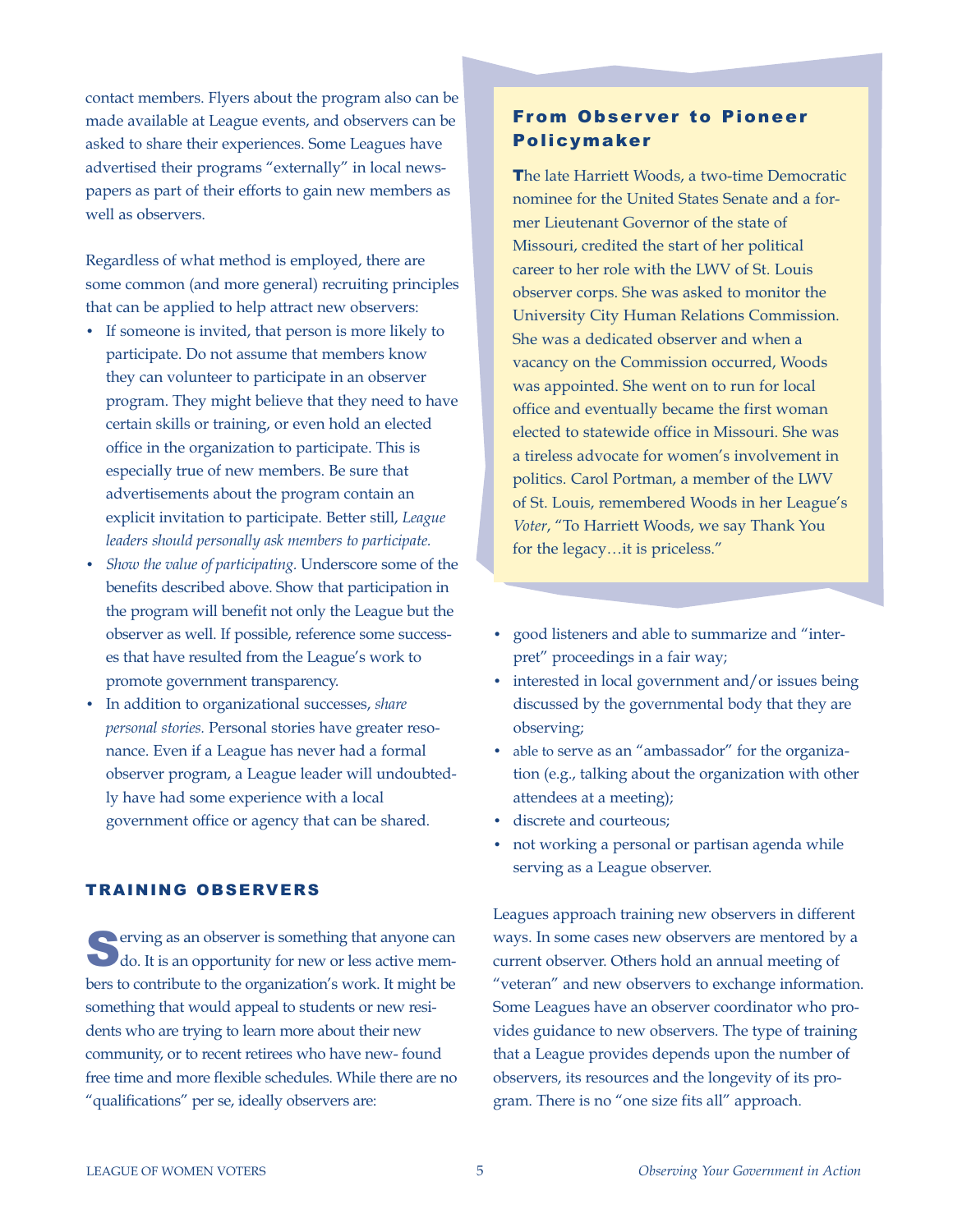contact members. Flyers about the program also can be made available at League events, and observers can be asked to share their experiences. Some Leagues have advertised their programs "externally" in local newspapers as part of their efforts to gain new members as well as observers.

Regardless of what method is employed, there are some common (and more general) recruiting principles that can be applied to help attract new observers:

- If someone is invited, that person is more likely to participate. Do not assume that members know they can volunteer to participate in an observer program. They might believe that they need to have certain skills or training, or even hold an elected office in the organization to participate. This is especially true of new members. Be sure that advertisements about the program contain an explicit invitation to participate. Better still, *League leaders should personally ask members to participate.*
- *Show the value of participating.* Underscore some of the benefits described above. Show that participation in the program will benefit not only the League but the observer as well. If possible, reference some successes that have resulted from the League's work to promote government transparency.
- In addition to organizational successes, *share personal stories.* Personal stories have greater resonance. Even if a League has never had a formal observer program, a League leader will undoubtedly have had some experience with a local government office or agency that can be shared.

## TRAINING OBSERVERS

Serving as an observer is something that anyone can do. It is an opportunity for new or less active members to contribute to the organization's work. It might be something that would appeal to students or new residents who are trying to learn more about their new community, or to recent retirees who have new- found free time and more flexible schedules. While there are no "qualifications" per se, ideally observers are:

- good listeners and able to summarize and "interpret" proceedings in a fair way;
- interested in local government and/or issues being discussed by the governmental body that they are observing;
- able to serve as an "ambassador" for the organization (e.g., talking about the organization with other attendees at a meeting);
- discrete and courteous;
- not working a personal or partisan agenda while serving as a League observer.

Leagues approach training new observers in different ways. In some cases new observers are mentored by a current observer. Others hold an annual meeting of "veteran" and new observers to exchange information. Some Leagues have an observer coordinator who provides guidance to new observers. The type of training that a League provides depends upon the number of observers, its resources and the longevity of its program. There is no "one size fits all" approach.

### From Observer to Pioneer Policymaker

The late Harriett Woods, a two-time Democratic nominee for the United States Senate and a former Lieutenant Governor of the state of Missouri, credited the start of her political career to her role with the LWV of St. Louis observer corps. She was asked to monitor the University City Human Relations Commission. She was a dedicated observer and when a vacancy on the Commission occurred, Woods was appointed. She went on to run for local office and eventually became the first woman elected to statewide office in Missouri. She was a tireless advocate for women's involvement in politics. Carol Portman, a member of the LWV of St. Louis, remembered Woods in her League's *Voter*, "To Harriett Woods, we say Thank You for the legacy…it is priceless."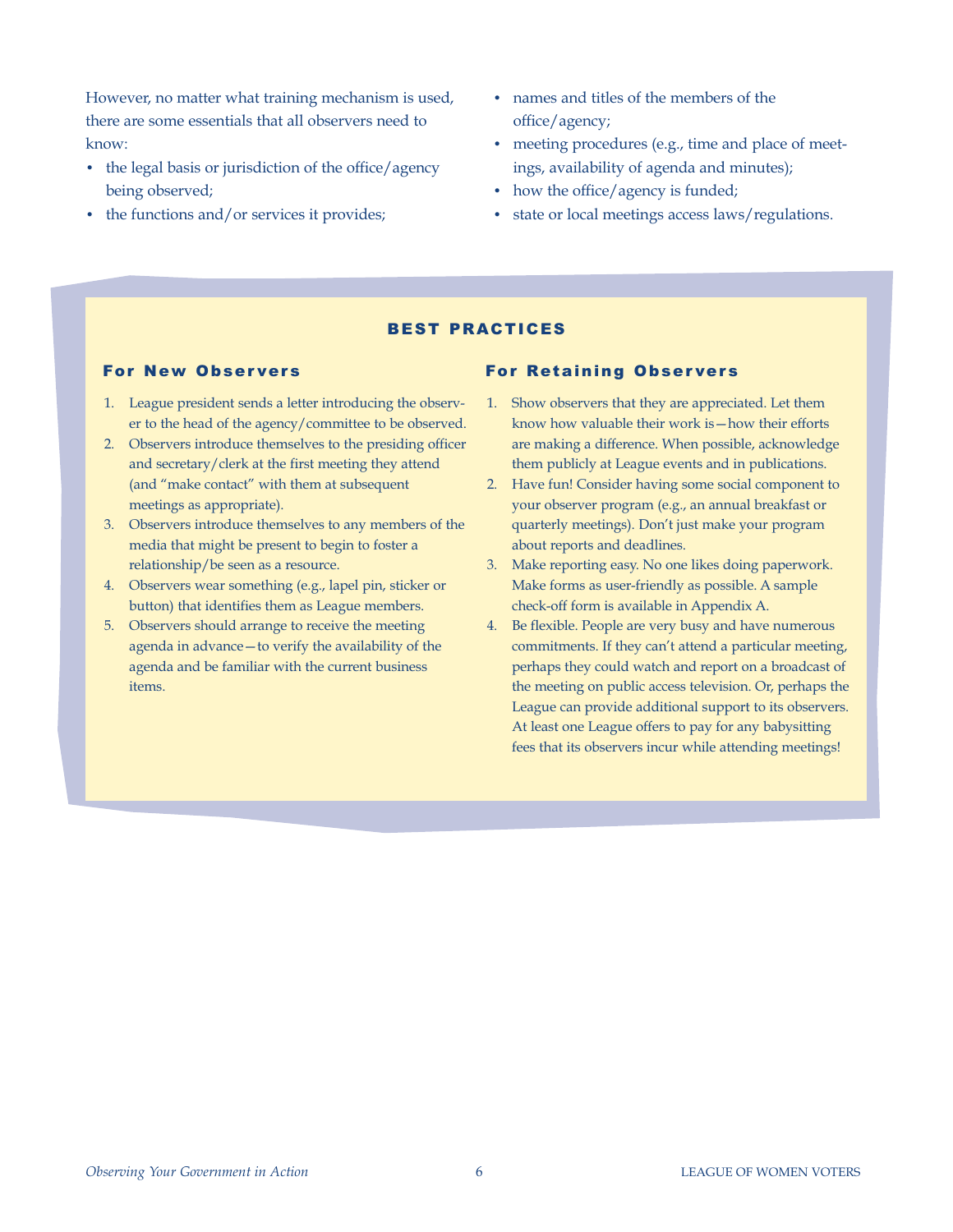However, no matter what training mechanism is used, there are some essentials that all observers need to know:

- the legal basis or jurisdiction of the office/agency being observed;
- the functions and/or services it provides;
- names and titles of the members of the office/agency;
- meeting procedures (e.g., time and place of meetings, availability of agenda and minutes);
- how the office/agency is funded;
- state or local meetings access laws/regulations.

## BEST PRACTICES

### For New Observers

1. League president sends a letter introducing the observer to the head of the agency/committee to be observed.
2. Observers introduce themselves to the presiding officer and secretary/clerk at the first meeting they attend (and "make contact" with them at subsequent meetings as appropriate).
3. Observers introduce themselves to any members of the media that might be present to begin to foster a relationship/be seen as a resource.
4. Observers wear something (e.g., lapel pin, sticker or button) that identifies them as League members.
5. Observers should arrange to receive the meeting agenda in advance—to verify the availability of the agenda and be familiar with the current business items.

### For Retaining Observers

1. Show observers that they are appreciated. Let them know how valuable their work is—how their efforts are making a difference. When possible, acknowledge them publicly at League events and in publications.
2. Have fun! Consider having some social component to your observer program (e.g., an annual breakfast or quarterly meetings). Don't just make your program about reports and deadlines.
3. Make reporting easy. No one likes doing paperwork. Make forms as user-friendly as possible. A sample check-off form is available in Appendix A.
4. Be flexible. People are very busy and have numerous commitments. If they can't attend a particular meeting, perhaps they could watch and report on a broadcast of the meeting on public access television. Or, perhaps the League can provide additional support to its observers. At least one League offers to pay for any babysitting fees that its observers incur while attending meetings!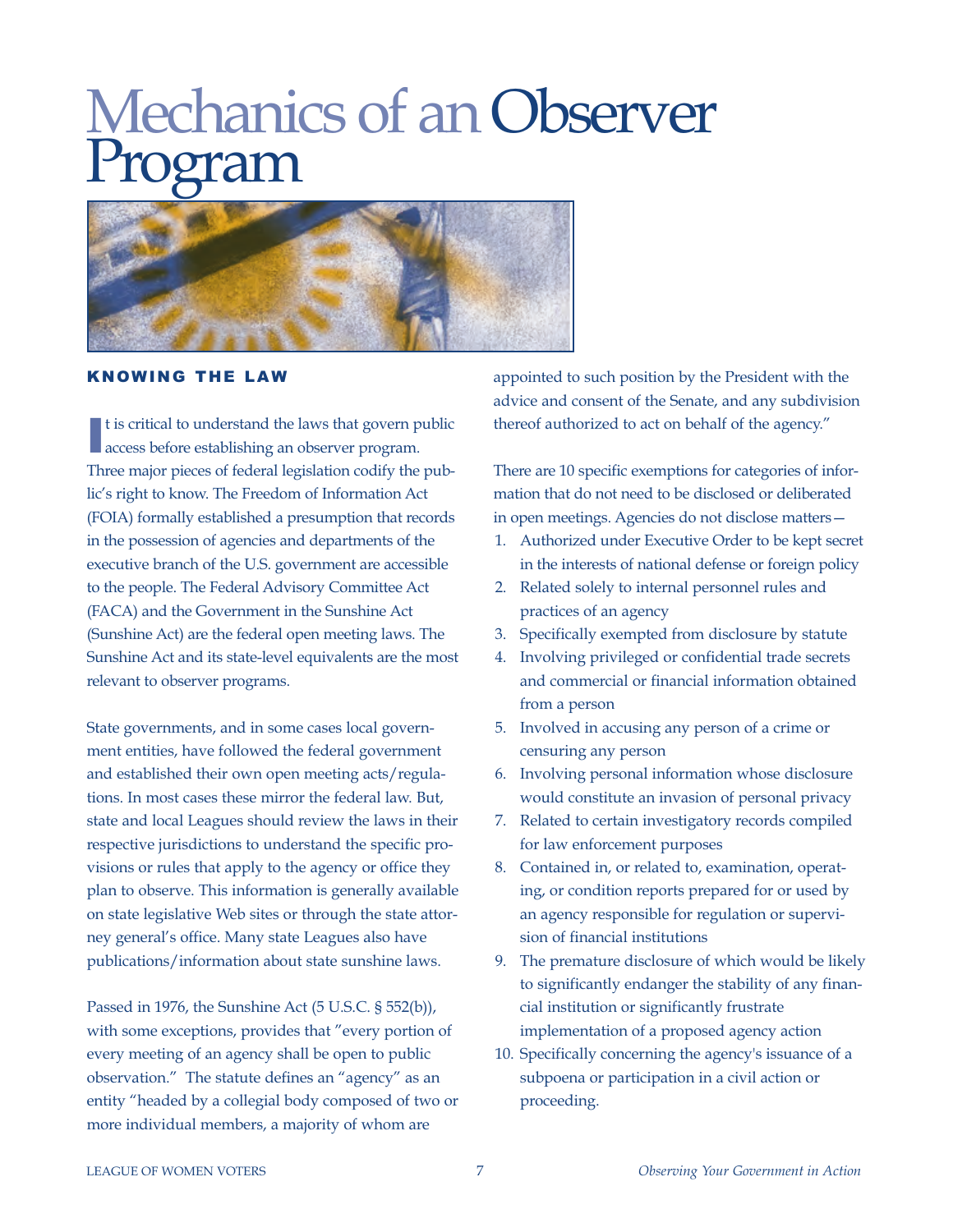# Mechanics of an Observer Program

## KNOWING THE LAW

It is critical to understand the laws that govern public access before establishing an observer program. Three major pieces of federal legislation codify the public's right to know. The Freedom of Information Act (FOIA) formally established a presumption that records in the possession of agencies and departments of the executive branch of the U.S. government are accessible to the people. The Federal Advisory Committee Act (FACA) and the Government in the Sunshine Act (Sunshine Act) are the federal open meeting laws. The Sunshine Act and its state-level equivalents are the most relevant to observer programs.

State governments, and in some cases local government entities, have followed the federal government and established their own open meeting acts/regulations. In most cases these mirror the federal law. But, state and local Leagues should review the laws in their respective jurisdictions to understand the specific provisions or rules that apply to the agency or office they plan to observe. This information is generally available on state legislative Web sites or through the state attorney general's office. Many state Leagues also have publications/information about state sunshine laws.

Passed in 1976, the Sunshine Act (5 U.S.C. § 552(b)), with some exceptions, provides that "every portion of every meeting of an agency shall be open to public observation." The statute defines an "agency" as an entity "headed by a collegial body composed of two or more individual members, a majority of whom are appointed to such position by the President with the advice and consent of the Senate, and any subdivision thereof authorized to act on behalf of the agency."

There are 10 specific exemptions for categories of information that do not need to be disclosed or deliberated in open meetings. Agencies do not disclose matters—

1. Authorized under Executive Order to be kept secret in the interests of national defense or foreign policy
2. Related solely to internal personnel rules and practices of an agency
3. Specifically exempted from disclosure by statute
4. Involving privileged or confidential trade secrets and commercial or financial information obtained from a person
5. Involved in accusing any person of a crime or censuring any person
6. Involving personal information whose disclosure would constitute an invasion of personal privacy
7. Related to certain investigatory records compiled for law enforcement purposes
8. Contained in, or related to, examination, operating, or condition reports prepared for or used by an agency responsible for regulation or supervision of financial institutions
9. The premature disclosure of which would be likely to significantly endanger the stability of any financial institution or significantly frustrate implementation of a proposed agency action
10. Specifically concerning the agency's issuance of a subpoena or participation in a civil action or proceeding.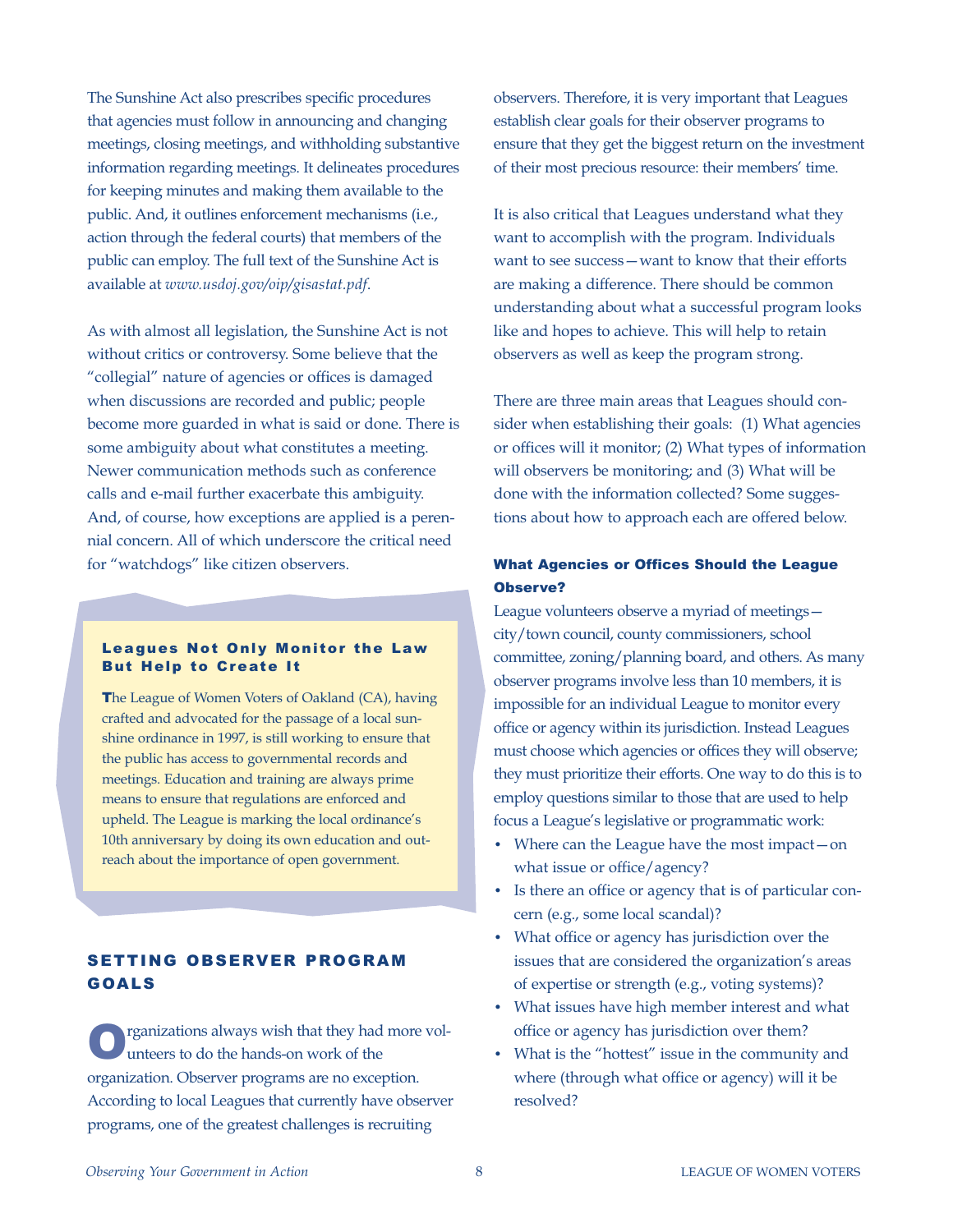The Sunshine Act also prescribes specific procedures that agencies must follow in announcing and changing meetings, closing meetings, and withholding substantive information regarding meetings. It delineates procedures for keeping minutes and making them available to the public. And, it outlines enforcement mechanisms (i.e., action through the federal courts) that members of the public can employ. The full text of the Sunshine Act is available at *www.usdoj.gov/oip/gisastat.pdf*.

As with almost all legislation, the Sunshine Act is not without critics or controversy. Some believe that the "collegial" nature of agencies or offices is damaged when discussions are recorded and public; people become more guarded in what is said or done. There is some ambiguity about what constitutes a meeting. Newer communication methods such as conference calls and e-mail further exacerbate this ambiguity. And, of course, how exceptions are applied is a perennial concern. All of which underscore the critical need for "watchdogs" like citizen observers.

### Leagues Not Only Monitor the Law But Help to Create It

The League of Women Voters of Oakland (CA), having crafted and advocated for the passage of a local sunshine ordinance in 1997, is still working to ensure that the public has access to governmental records and meetings. Education and training are always prime means to ensure that regulations are enforced and upheld. The League is marking the local ordinance's 10th anniversary by doing its own education and outreach about the importance of open government.

## SETTING OBSERVER PROGRAM GOALS

Organizations always wish that they had more volunteers to do the hands-on work of the organization. Observer programs are no exception. According to local Leagues that currently have observer programs, one of the greatest challenges is recruiting observers. Therefore, it is very important that Leagues establish clear goals for their observer programs to ensure that they get the biggest return on the investment of their most precious resource: their members' time.

It is also critical that Leagues understand what they want to accomplish with the program. Individuals want to see success—want to know that their efforts are making a difference. There should be common understanding about what a successful program looks like and hopes to achieve. This will help to retain observers as well as keep the program strong.

There are three main areas that Leagues should consider when establishing their goals: (1) What agencies or offices will it monitor; (2) What types of information will observers be monitoring; and (3) What will be done with the information collected? Some suggestions about how to approach each are offered below.

### What Agencies or Offices Should the League Observe?

League volunteers observe a myriad of meetings—city/town council, county commissioners, school committee, zoning/planning board, and others. As many observer programs involve less than 10 members, it is impossible for an individual League to monitor every office or agency within its jurisdiction. Instead Leagues must choose which agencies or offices they will observe; they must prioritize their efforts. One way to do this is to employ questions similar to those that are used to help focus a League's legislative or programmatic work:

- Where can the League have the most impact—on what issue or office/agency?
- Is there an office or agency that is of particular concern (e.g., some local scandal)?
- What office or agency has jurisdiction over the issues that are considered the organization's areas of expertise or strength (e.g., voting systems)?
- What issues have high member interest and what office or agency has jurisdiction over them?
- What is the "hottest" issue in the community and where (through what office or agency) will it be resolved?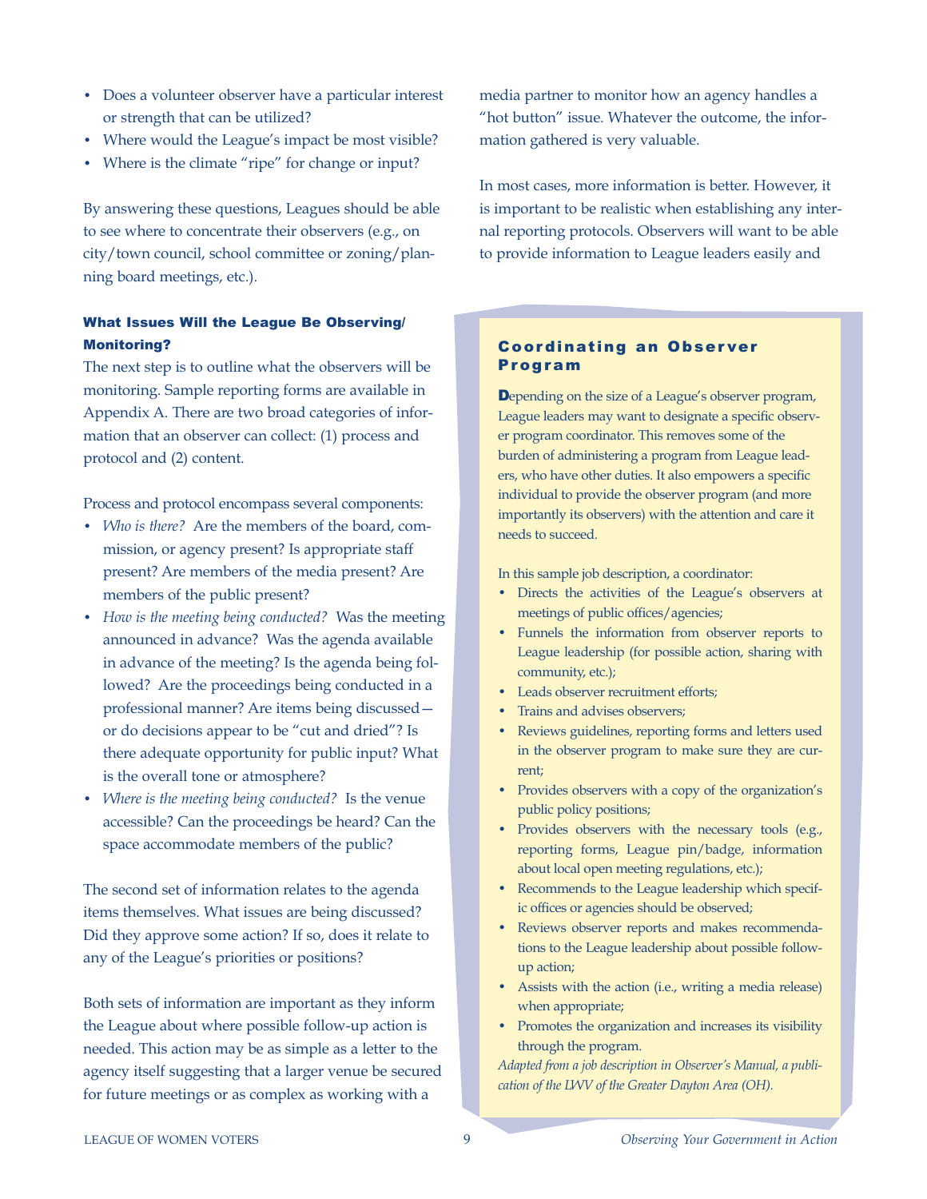- Does a volunteer observer have a particular interest or strength that can be utilized?
- Where would the League's impact be most visible?
- Where is the climate "ripe" for change or input?

By answering these questions, Leagues should be able to see where to concentrate their observers (e.g., on city/town council, school committee or zoning/planning board meetings, etc.).

### What Issues Will the League Be Observing/Monitoring?

The next step is to outline what the observers will be monitoring. Sample reporting forms are available in Appendix A. There are two broad categories of information that an observer can collect: (1) process and protocol and (2) content.

Process and protocol encompass several components:

- *Who is there?* Are the members of the board, commission, or agency present? Is appropriate staff present? Are members of the media present? Are members of the public present?
- *How is the meeting being conducted?* Was the meeting announced in advance? Was the agenda available in advance of the meeting? Is the agenda being followed? Are the proceedings being conducted in a professional manner? Are items being discussed—or do decisions appear to be "cut and dried"? Is there adequate opportunity for public input? What is the overall tone or atmosphere?
- *Where is the meeting being conducted?* Is the venue accessible? Can the proceedings be heard? Can the space accommodate members of the public?

The second set of information relates to the agenda items themselves. What issues are being discussed? Did they approve some action? If so, does it relate to any of the League's priorities or positions?

Both sets of information are important as they inform the League about where possible follow-up action is needed. This action may be as simple as a letter to the agency itself suggesting that a larger venue be secured for future meetings or as complex as working with a media partner to monitor how an agency handles a "hot button" issue. Whatever the outcome, the information gathered is very valuable.

In most cases, more information is better. However, it is important to be realistic when establishing any internal reporting protocols. Observers will want to be able to provide information to League leaders easily and

### Coordinating an Observer Program

Depending on the size of a League's observer program, League leaders may want to designate a specific observer program coordinator. This removes some of the burden of administering a program from League leaders, who have other duties. It also empowers a specific individual to provide the observer program (and more importantly its observers) with the attention and care it needs to succeed.

In this sample job description, a coordinator:

- Directs the activities of the League's observers at meetings of public offices/agencies;
- Funnels the information from observer reports to League leadership (for possible action, sharing with community, etc.);
- Leads observer recruitment efforts;
- Trains and advises observers;
- Reviews guidelines, reporting forms and letters used in the observer program to make sure they are current;
- Provides observers with a copy of the organization's public policy positions;
- Provides observers with the necessary tools (e.g., reporting forms, League pin/badge, information about local open meeting regulations, etc.);
- Recommends to the League leadership which specific offices or agencies should be observed;
- Reviews observer reports and makes recommendations to the League leadership about possible follow-up action;
- Assists with the action (i.e., writing a media release) when appropriate;
- Promotes the organization and increases its visibility through the program.

*Adapted from a job description in Observer's Manual, a publication of the LWV of the Greater Dayton Area (OH).*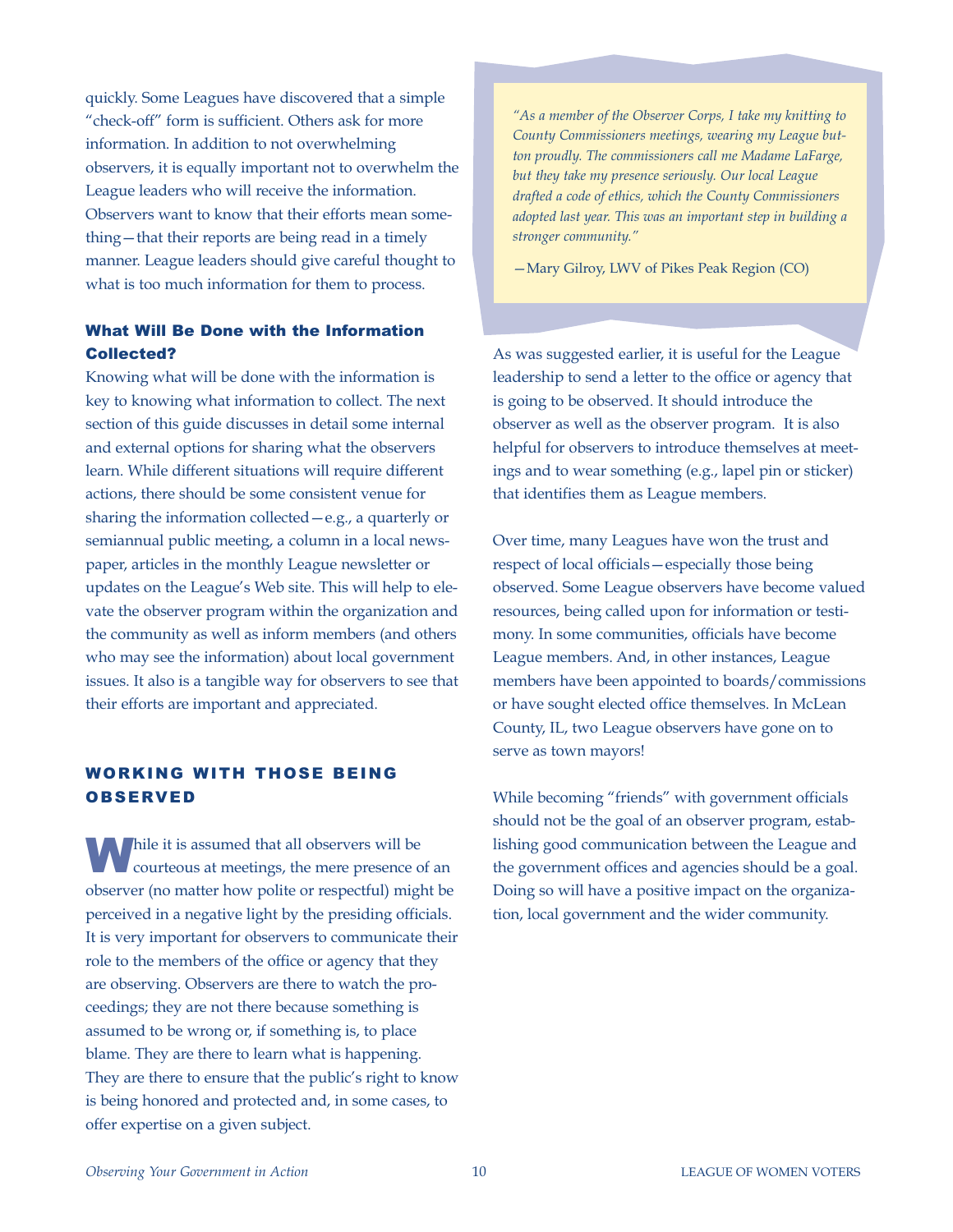quickly. Some Leagues have discovered that a simple "check-off" form is sufficient. Others ask for more information. In addition to not overwhelming observers, it is equally important not to overwhelm the League leaders who will receive the information. Observers want to know that their efforts mean something—that their reports are being read in a timely manner. League leaders should give careful thought to what is too much information for them to process.

### What Will Be Done with the Information Collected?

Knowing what will be done with the information is key to knowing what information to collect. The next section of this guide discusses in detail some internal and external options for sharing what the observers learn. While different situations will require different actions, there should be some consistent venue for sharing the information collected—e.g., a quarterly or semiannual public meeting, a column in a local newspaper, articles in the monthly League newsletter or updates on the League's Web site. This will help to elevate the observer program within the organization and the community as well as inform members (and others who may see the information) about local government issues. It also is a tangible way for observers to see that their efforts are important and appreciated.

## WORKING WITH THOSE BEING OBSERVED

While it is assumed that all observers will be courteous at meetings, the mere presence of an observer (no matter how polite or respectful) might be perceived in a negative light by the presiding officials. It is very important for observers to communicate their role to the members of the office or agency that they are observing. Observers are there to watch the proceedings; they are not there because something is assumed to be wrong or, if something is, to place blame. They are there to learn what is happening. They are there to ensure that the public's right to know is being honored and protected and, in some cases, to offer expertise on a given subject.

> *"As a member of the Observer Corps, I take my knitting to County Commissioners meetings, wearing my League button proudly. The commissioners call me Madame LaFarge, but they take my presence seriously. Our local League drafted a code of ethics, which the County Commissioners adopted last year. This was an important step in building a stronger community."*
>
> —Mary Gilroy, LWV of Pikes Peak Region (CO)

As was suggested earlier, it is useful for the League leadership to send a letter to the office or agency that is going to be observed. It should introduce the observer as well as the observer program. It is also helpful for observers to introduce themselves at meetings and to wear something (e.g., lapel pin or sticker) that identifies them as League members.

Over time, many Leagues have won the trust and respect of local officials—especially those being observed. Some League observers have become valued resources, being called upon for information or testimony. In some communities, officials have become League members. And, in other instances, League members have been appointed to boards/commissions or have sought elected office themselves. In McLean County, IL, two League observers have gone on to serve as town mayors!

While becoming "friends" with government officials should not be the goal of an observer program, establishing good communication between the League and the government offices and agencies should be a goal. Doing so will have a positive impact on the organization, local government and the wider community.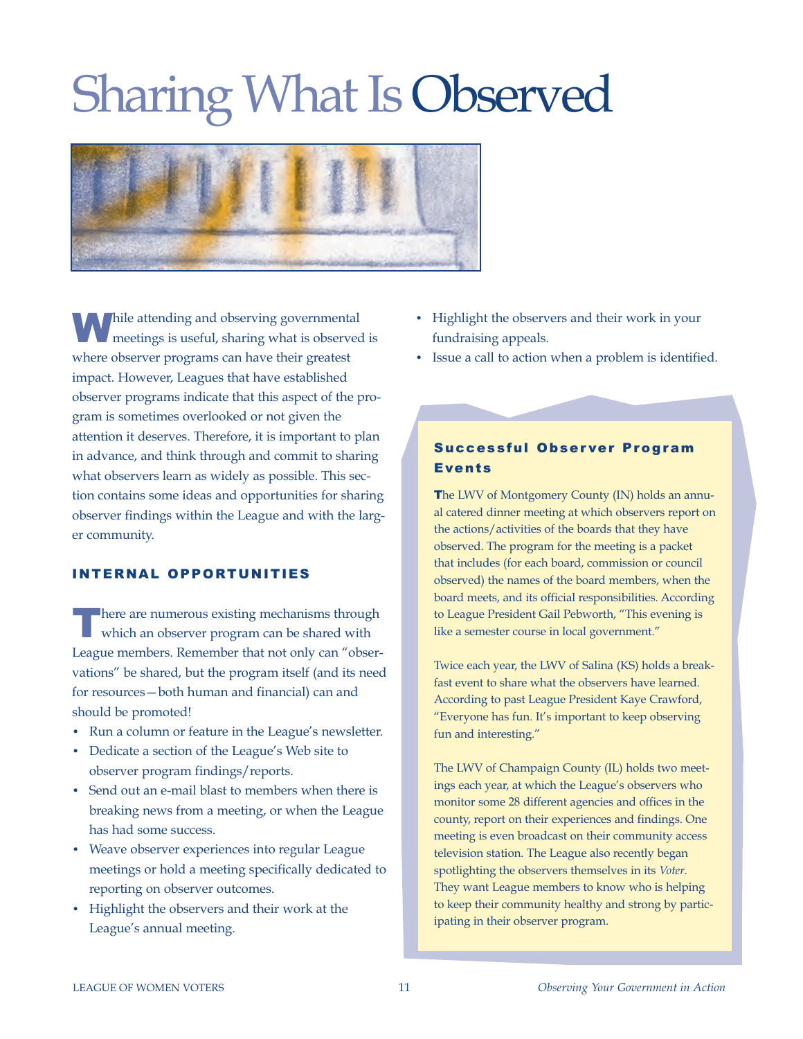# Sharing What Is Observed

While attending and observing governmental meetings is useful, sharing what is observed is where observer programs can have their greatest impact. However, Leagues that have established observer programs indicate that this aspect of the program is sometimes overlooked or not given the attention it deserves. Therefore, it is important to plan in advance, and think through and commit to sharing what observers learn as widely as possible. This section contains some ideas and opportunities for sharing observer findings within the League and with the larger community.

## INTERNAL OPPORTUNITIES

There are numerous existing mechanisms through which an observer program can be shared with League members. Remember that not only can "observations" be shared, but the program itself (and its need for resources—both human and financial) can and should be promoted!

- Run a column or feature in the League's newsletter.
- Dedicate a section of the League's Web site to observer program findings/reports.
- Send out an e-mail blast to members when there is breaking news from a meeting, or when the League has had some success.
- Weave observer experiences into regular League meetings or hold a meeting specifically dedicated to reporting on observer outcomes.
- Highlight the observers and their work at the League's annual meeting.
- Highlight the observers and their work in your fundraising appeals.
- Issue a call to action when a problem is identified.

### Successful Observer Program Events

The LWV of Montgomery County (IN) holds an annual catered dinner meeting at which observers report on the actions/activities of the boards that they have observed. The program for the meeting is a packet that includes (for each board, commission or council observed) the names of the board members, when the board meets, and its official responsibilities. According to League President Gail Pebworth, "This evening is like a semester course in local government."

Twice each year, the LWV of Salina (KS) holds a breakfast event to share what the observers have learned. According to past League President Kaye Crawford, "Everyone has fun. It's important to keep observing fun and interesting."

The LWV of Champaign County (IL) holds two meetings each year, at which the League's observers who monitor some 28 different agencies and offices in the county, report on their experiences and findings. One meeting is even broadcast on their community access television station. The League also recently began spotlighting the observers themselves in its *Voter*. They want League members to know who is helping to keep their community healthy and strong by participating in their observer program.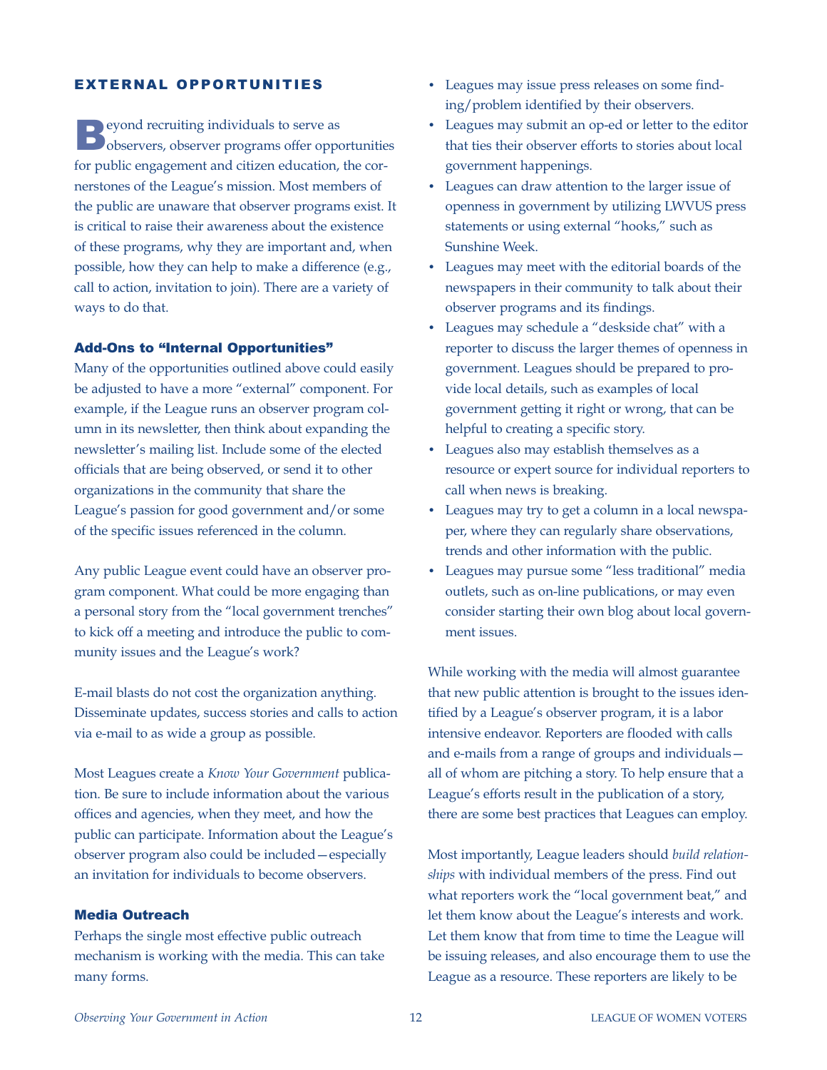## EXTERNAL OPPORTUNITIES

Beyond recruiting individuals to serve as observers, observer programs offer opportunities for public engagement and citizen education, the cornerstones of the League's mission. Most members of the public are unaware that observer programs exist. It is critical to raise their awareness about the existence of these programs, why they are important and, when possible, how they can help to make a difference (e.g., call to action, invitation to join). There are a variety of ways to do that.

### Add-Ons to "Internal Opportunities"

Many of the opportunities outlined above could easily be adjusted to have a more "external" component. For example, if the League runs an observer program column in its newsletter, then think about expanding the newsletter's mailing list. Include some of the elected officials that are being observed, or send it to other organizations in the community that share the League's passion for good government and/or some of the specific issues referenced in the column.

Any public League event could have an observer program component. What could be more engaging than a personal story from the "local government trenches" to kick off a meeting and introduce the public to community issues and the League's work?

E-mail blasts do not cost the organization anything. Disseminate updates, success stories and calls to action via e-mail to as wide a group as possible.

Most Leagues create a *Know Your Government* publication. Be sure to include information about the various offices and agencies, when they meet, and how the public can participate. Information about the League's observer program also could be included—especially an invitation for individuals to become observers.

### Media Outreach

Perhaps the single most effective public outreach mechanism is working with the media. This can take many forms.

- Leagues may issue press releases on some finding/problem identified by their observers.
- Leagues may submit an op-ed or letter to the editor that ties their observer efforts to stories about local government happenings.
- Leagues can draw attention to the larger issue of openness in government by utilizing LWVUS press statements or using external "hooks," such as Sunshine Week.
- Leagues may meet with the editorial boards of the newspapers in their community to talk about their observer programs and its findings.
- Leagues may schedule a "deskside chat" with a reporter to discuss the larger themes of openness in government. Leagues should be prepared to provide local details, such as examples of local government getting it right or wrong, that can be helpful to creating a specific story.
- Leagues also may establish themselves as a resource or expert source for individual reporters to call when news is breaking.
- Leagues may try to get a column in a local newspaper, where they can regularly share observations, trends and other information with the public.
- Leagues may pursue some "less traditional" media outlets, such as on-line publications, or may even consider starting their own blog about local government issues.

While working with the media will almost guarantee that new public attention is brought to the issues identified by a League's observer program, it is a labor intensive endeavor. Reporters are flooded with calls and e-mails from a range of groups and individuals—all of whom are pitching a story. To help ensure that a League's efforts result in the publication of a story, there are some best practices that Leagues can employ.

Most importantly, League leaders should *build relationships* with individual members of the press. Find out what reporters work the "local government beat," and let them know about the League's interests and work. Let them know that from time to time the League will be issuing releases, and also encourage them to use the League as a resource. These reporters are likely to be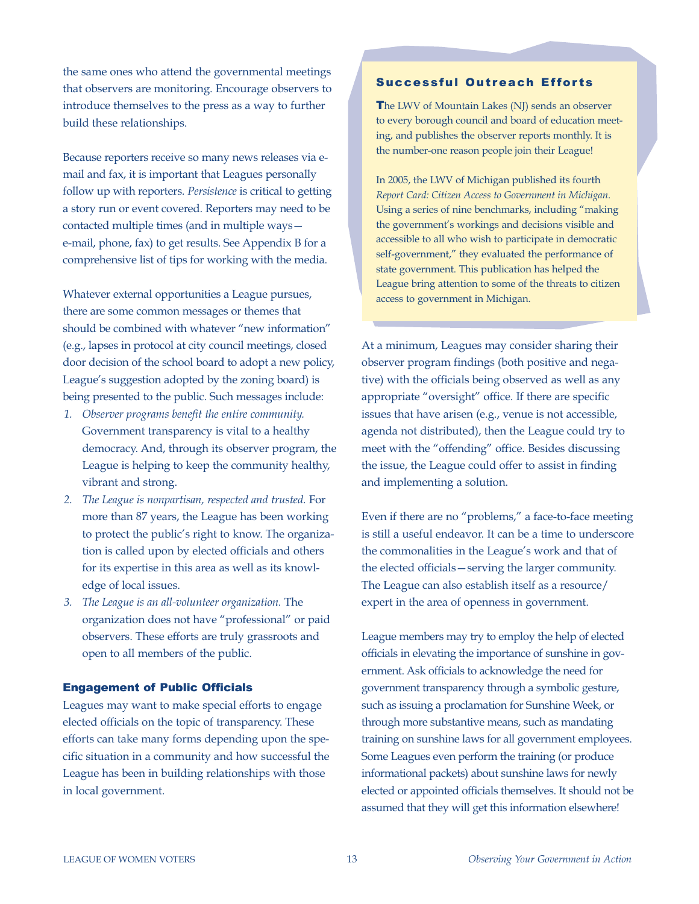the same ones who attend the governmental meetings that observers are monitoring. Encourage observers to introduce themselves to the press as a way to further build these relationships.

Because reporters receive so many news releases via e-mail and fax, it is important that Leagues personally follow up with reporters. *Persistence* is critical to getting a story run or event covered. Reporters may need to be contacted multiple times (and in multiple ways—e-mail, phone, fax) to get results. See Appendix B for a comprehensive list of tips for working with the media.

Whatever external opportunities a League pursues, there are some common messages or themes that should be combined with whatever "new information" (e.g., lapses in protocol at city council meetings, closed door decision of the school board to adopt a new policy, League's suggestion adopted by the zoning board) is being presented to the public. Such messages include:

1. *Observer programs benefit the entire community.* Government transparency is vital to a healthy democracy. And, through its observer program, the League is helping to keep the community healthy, vibrant and strong.
2. *The League is nonpartisan, respected and trusted.* For more than 87 years, the League has been working to protect the public's right to know. The organization is called upon by elected officials and others for its expertise in this area as well as its knowledge of local issues.
3. *The League is an all-volunteer organization.* The organization does not have "professional" or paid observers. These efforts are truly grassroots and open to all members of the public.

### Engagement of Public Officials

Leagues may want to make special efforts to engage elected officials on the topic of transparency. These efforts can take many forms depending upon the specific situation in a community and how successful the League has been in building relationships with those in local government.

> ### Successful Outreach Efforts
>
> The LWV of Mountain Lakes (NJ) sends an observer to every borough council and board of education meeting, and publishes the observer reports monthly. It is the number-one reason people join their League!
>
> In 2005, the LWV of Michigan published its fourth *Report Card: Citizen Access to Government in Michigan*. Using a series of nine benchmarks, including "making the government's workings and decisions visible and accessible to all who wish to participate in democratic self-government," they evaluated the performance of state government. This publication has helped the League bring attention to some of the threats to citizen access to government in Michigan.

At a minimum, Leagues may consider sharing their observer program findings (both positive and negative) with the officials being observed as well as any appropriate "oversight" office. If there are specific issues that have arisen (e.g., venue is not accessible, agenda not distributed), then the League could try to meet with the "offending" office. Besides discussing the issue, the League could offer to assist in finding and implementing a solution.

Even if there are no "problems," a face-to-face meeting is still a useful endeavor. It can be a time to underscore the commonalities in the League's work and that of the elected officials—serving the larger community. The League can also establish itself as a resource/expert in the area of openness in government.

League members may try to employ the help of elected officials in elevating the importance of sunshine in government. Ask officials to acknowledge the need for government transparency through a symbolic gesture, such as issuing a proclamation for Sunshine Week, or through more substantive means, such as mandating training on sunshine laws for all government employees. Some Leagues even perform the training (or produce informational packets) about sunshine laws for newly elected or appointed officials themselves. It should not be assumed that they will get this information elsewhere!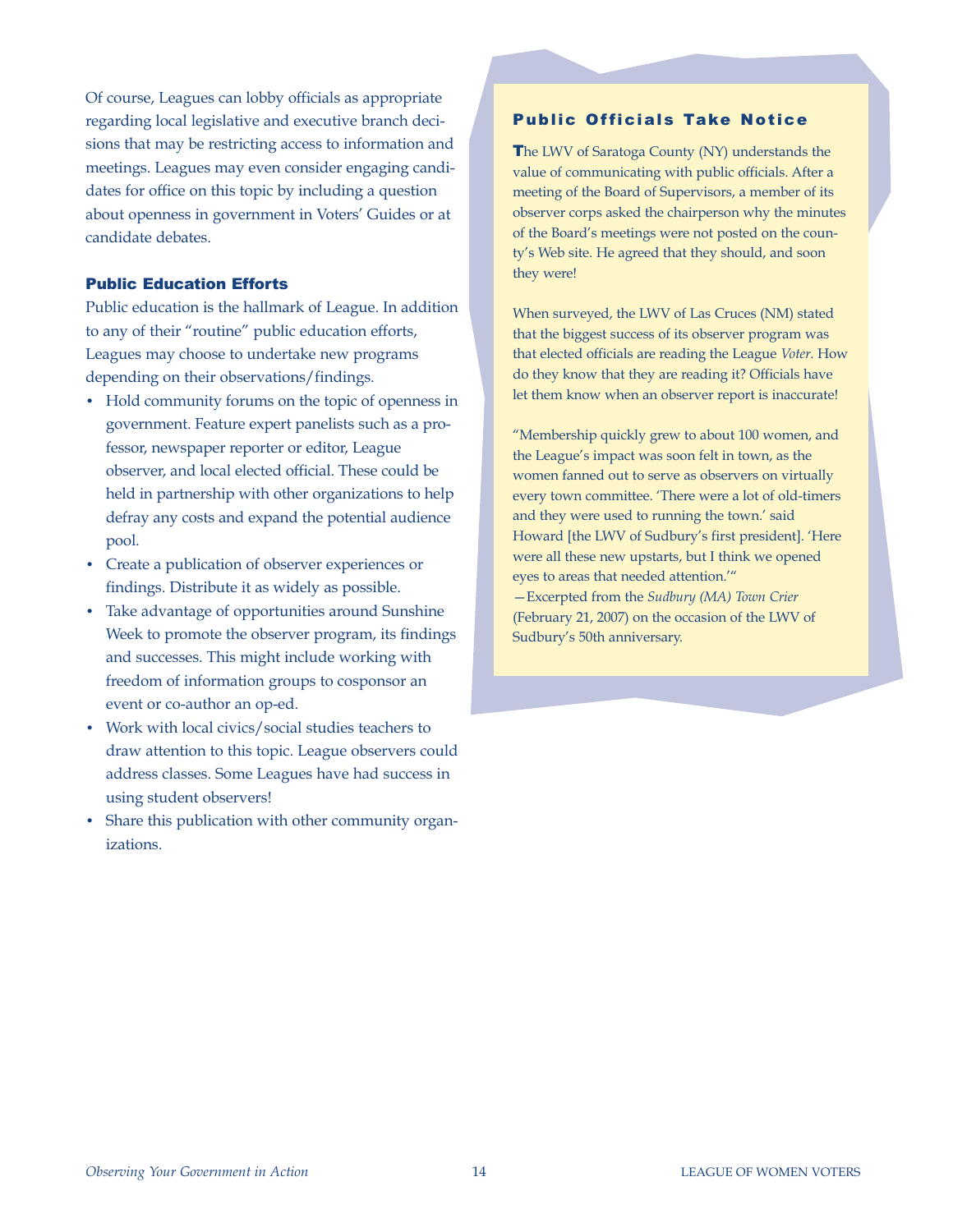Of course, Leagues can lobby officials as appropriate regarding local legislative and executive branch decisions that may be restricting access to information and meetings. Leagues may even consider engaging candidates for office on this topic by including a question about openness in government in Voters' Guides or at candidate debates.

### Public Education Efforts

Public education is the hallmark of League. In addition to any of their "routine" public education efforts, Leagues may choose to undertake new programs depending on their observations/findings.

- Hold community forums on the topic of openness in government. Feature expert panelists such as a professor, newspaper reporter or editor, League observer, and local elected official. These could be held in partnership with other organizations to help defray any costs and expand the potential audience pool.
- Create a publication of observer experiences or findings. Distribute it as widely as possible.
- Take advantage of opportunities around Sunshine Week to promote the observer program, its findings and successes. This might include working with freedom of information groups to cosponsor an event or co-author an op-ed.
- Work with local civics/social studies teachers to draw attention to this topic. League observers could address classes. Some Leagues have had success in using student observers!
- Share this publication with other community organizations.

### Public Officials Take Notice

The LWV of Saratoga County (NY) understands the value of communicating with public officials. After a meeting of the Board of Supervisors, a member of its observer corps asked the chairperson why the minutes of the Board's meetings were not posted on the county's Web site. He agreed that they should, and soon they were!

When surveyed, the LWV of Las Cruces (NM) stated that the biggest success of its observer program was that elected officials are reading the League *Voter*. How do they know that they are reading it? Officials have let them know when an observer report is inaccurate!

"Membership quickly grew to about 100 women, and the League's impact was soon felt in town, as the women fanned out to serve as observers on virtually every town committee. 'There were a lot of old-timers and they were used to running the town.' said Howard [the LWV of Sudbury's first president]. 'Here were all these new upstarts, but I think we opened eyes to areas that needed attention.'"
—Excerpted from the *Sudbury (MA) Town Crier* (February 21, 2007) on the occasion of the LWV of Sudbury's 50th anniversary.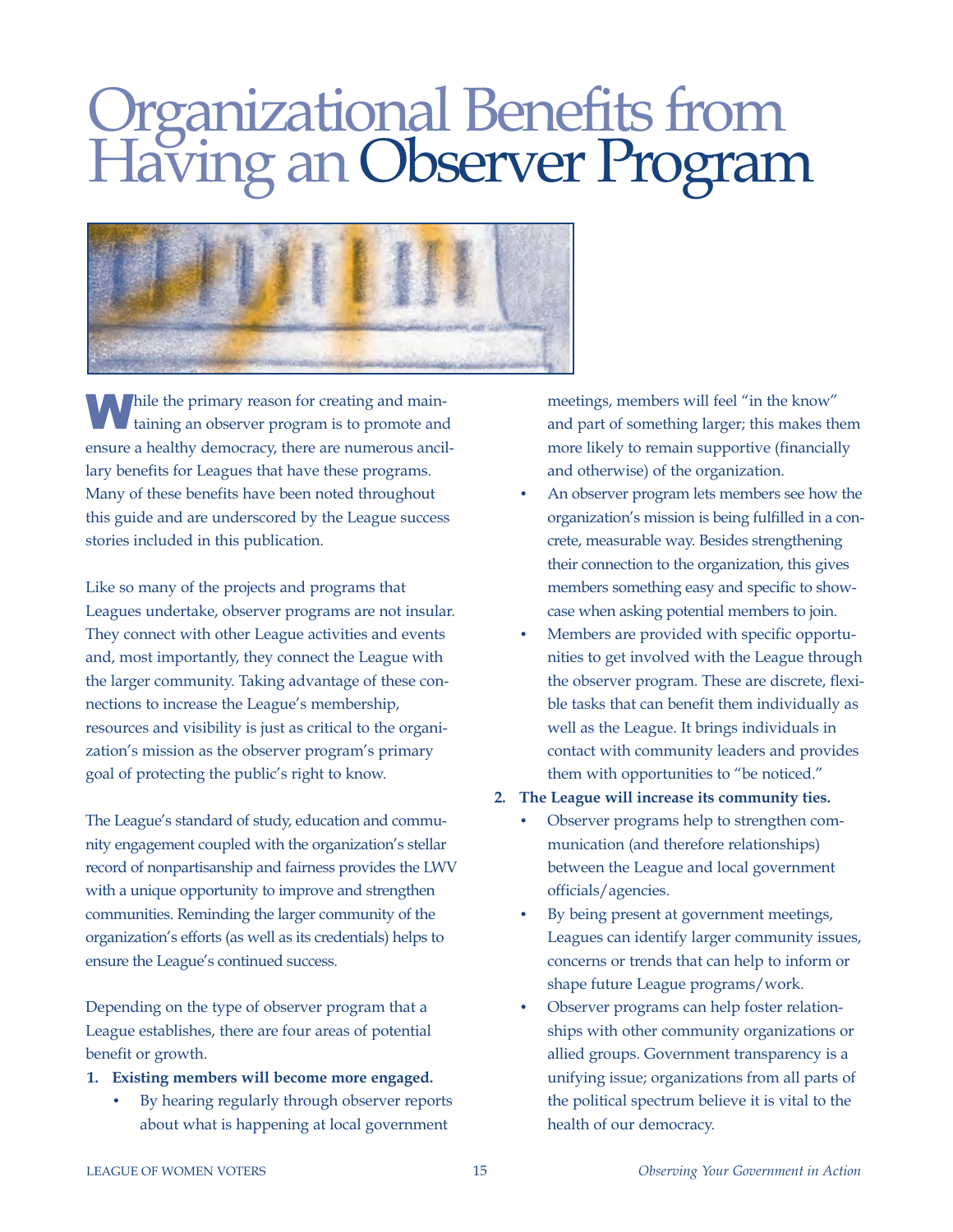# Organizational Benefits from Having an Observer Program

While the primary reason for creating and maintaining an observer program is to promote and ensure a healthy democracy, there are numerous ancillary benefits for Leagues that have these programs. Many of these benefits have been noted throughout this guide and are underscored by the League success stories included in this publication.

Like so many of the projects and programs that Leagues undertake, observer programs are not insular. They connect with other League activities and events and, most importantly, they connect the League with the larger community. Taking advantage of these connections to increase the League's membership, resources and visibility is just as critical to the organization's mission as the observer program's primary goal of protecting the public's right to know.

The League's standard of study, education and community engagement coupled with the organization's stellar record of nonpartisanship and fairness provides the LWV with a unique opportunity to improve and strengthen communities. Reminding the larger community of the organization's efforts (as well as its credentials) helps to ensure the League's continued success.

Depending on the type of observer program that a League establishes, there are four areas of potential benefit or growth.

1. **Existing members will become more engaged.**
   - By hearing regularly through observer reports about what is happening at local government meetings, members will feel "in the know" and part of something larger; this makes them more likely to remain supportive (financially and otherwise) of the organization.
   - An observer program lets members see how the organization's mission is being fulfilled in a concrete, measurable way. Besides strengthening their connection to the organization, this gives members something easy and specific to showcase when asking potential members to join.
   - Members are provided with specific opportunities to get involved with the League through the observer program. These are discrete, flexible tasks that can benefit them individually as well as the League. It brings individuals in contact with community leaders and provides them with opportunities to "be noticed."
2. **The League will increase its community ties.**
   - Observer programs help to strengthen communication (and therefore relationships) between the League and local government officials/agencies.
   - By being present at government meetings, Leagues can identify larger community issues, concerns or trends that can help to inform or shape future League programs/work.
   - Observer programs can help foster relationships with other community organizations or allied groups. Government transparency is a unifying issue; organizations from all parts of the political spectrum believe it is vital to the health of our democracy.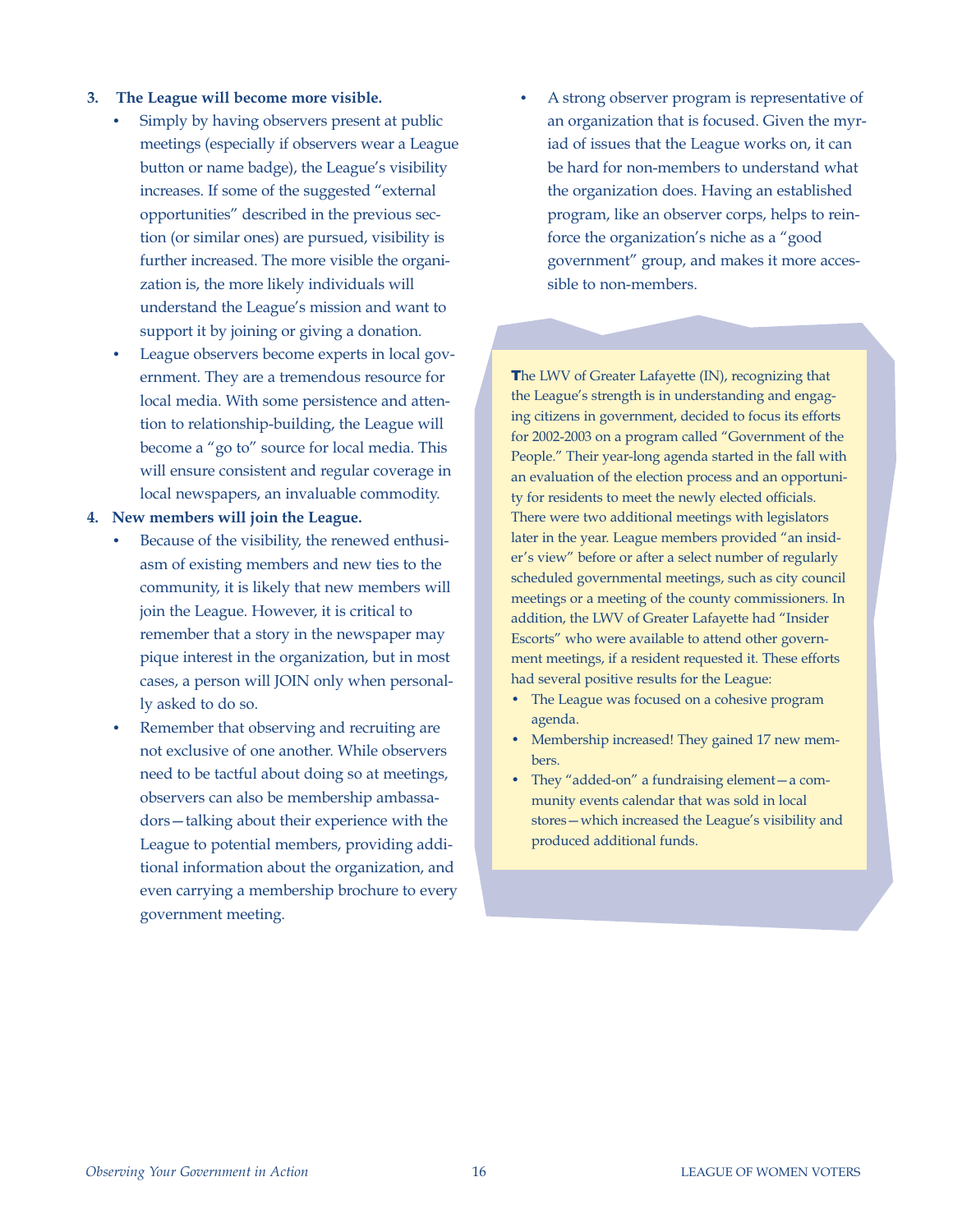3. **The League will become more visible.**
   - Simply by having observers present at public meetings (especially if observers wear a League button or name badge), the League's visibility increases. If some of the suggested "external opportunities" described in the previous section (or similar ones) are pursued, visibility is further increased. The more visible the organization is, the more likely individuals will understand the League's mission and want to support it by joining or giving a donation.
   - League observers become experts in local government. They are a tremendous resource for local media. With some persistence and attention to relationship-building, the League will become a "go to" source for local media. This will ensure consistent and regular coverage in local newspapers, an invaluable commodity.

4. **New members will join the League.**
   - Because of the visibility, the renewed enthusiasm of existing members and new ties to the community, it is likely that new members will join the League. However, it is critical to remember that a story in the newspaper may pique interest in the organization, but in most cases, a person will JOIN only when personally asked to do so.
   - Remember that observing and recruiting are not exclusive of one another. While observers need to be tactful about doing so at meetings, observers can also be membership ambassadors—talking about their experience with the League to potential members, providing additional information about the organization, and even carrying a membership brochure to every government meeting.
   - A strong observer program is representative of an organization that is focused. Given the myriad of issues that the League works on, it can be hard for non-members to understand what the organization does. Having an established program, like an observer corps, helps to reinforce the organization's niche as a "good government" group, and makes it more accessible to non-members.

The LWV of Greater Lafayette (IN), recognizing that the League's strength is in understanding and engaging citizens in government, decided to focus its efforts for 2002-2003 on a program called "Government of the People." Their year-long agenda started in the fall with an evaluation of the election process and an opportunity for residents to meet the newly elected officials. There were two additional meetings with legislators later in the year. League members provided "an insider's view" before or after a select number of regularly scheduled governmental meetings, such as city council meetings or a meeting of the county commissioners. In addition, the LWV of Greater Lafayette had "Insider Escorts" who were available to attend other government meetings, if a resident requested it. These efforts had several positive results for the League:

- The League was focused on a cohesive program agenda.
- Membership increased! They gained 17 new members.
- They "added-on" a fundraising element—a community events calendar that was sold in local stores—which increased the League's visibility and produced additional funds.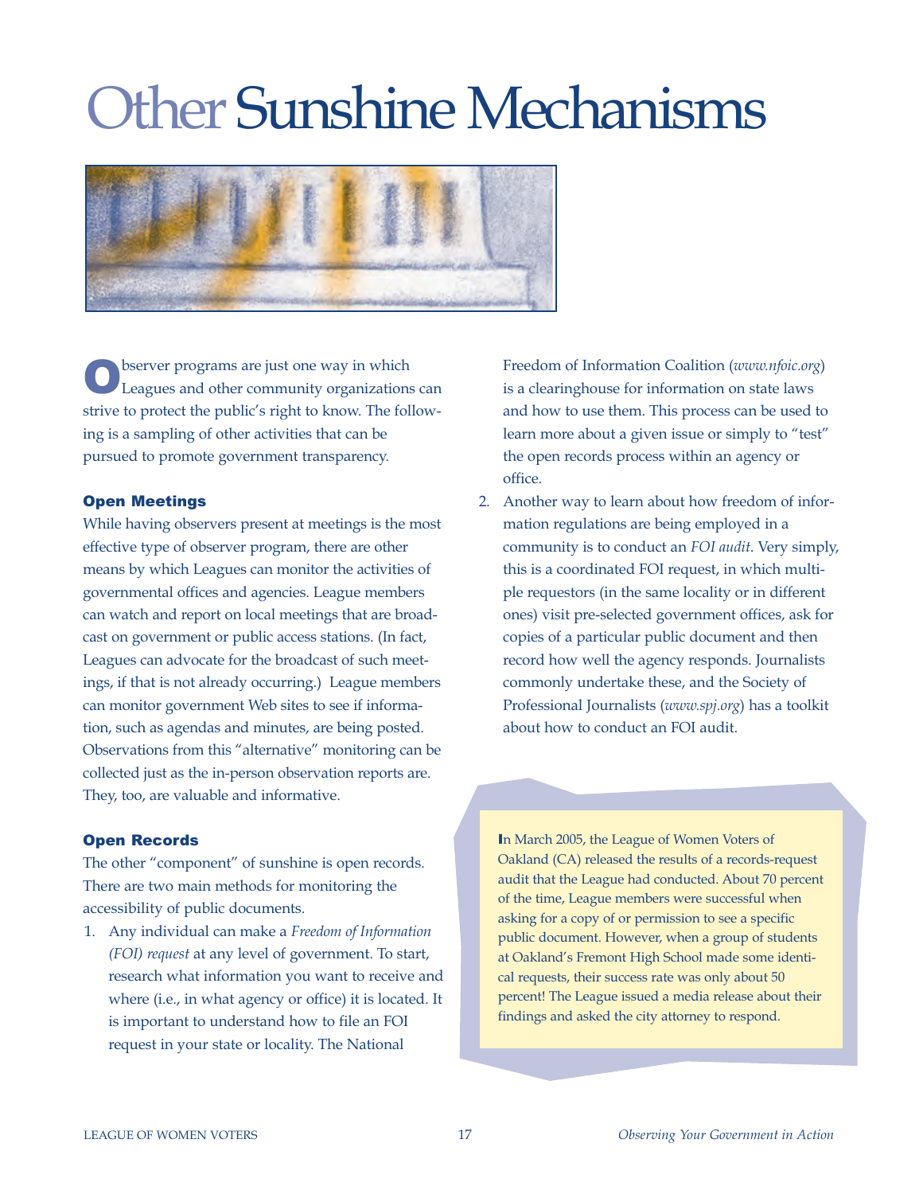# Other Sunshine Mechanisms

Observer programs are just one way in which Leagues and other community organizations can strive to protect the public's right to know. The following is a sampling of other activities that can be pursued to promote government transparency.

### Open Meetings

While having observers present at meetings is the most effective type of observer program, there are other means by which Leagues can monitor the activities of governmental offices and agencies. League members can watch and report on local meetings that are broadcast on government or public access stations. (In fact, Leagues can advocate for the broadcast of such meetings, if that is not already occurring.) League members can monitor government Web sites to see if information, such as agendas and minutes, are being posted. Observations from this "alternative" monitoring can be collected just as the in-person observation reports are. They, too, are valuable and informative.

### Open Records

The other "component" of sunshine is open records. There are two main methods for monitoring the accessibility of public documents.

1. Any individual can make a *Freedom of Information (FOI) request* at any level of government. To start, research what information you want to receive and where (i.e., in what agency or office) it is located. It is important to understand how to file an FOI request in your state or locality. The National Freedom of Information Coalition (*www.nfoic.org*) is a clearinghouse for information on state laws and how to use them. This process can be used to learn more about a given issue or simply to "test" the open records process within an agency or office.
2. Another way to learn about how freedom of information regulations are being employed in a community is to conduct an *FOI audit*. Very simply, this is a coordinated FOI request, in which multiple requestors (in the same locality or in different ones) visit pre-selected government offices, ask for copies of a particular public document and then record how well the agency responds. Journalists commonly undertake these, and the Society of Professional Journalists (*www.spj.org*) has a toolkit about how to conduct an FOI audit.

In March 2005, the League of Women Voters of Oakland (CA) released the results of a records-request audit that the League had conducted. About 70 percent of the time, League members were successful when asking for a copy of or permission to see a specific public document. However, when a group of students at Oakland's Fremont High School made some identical requests, their success rate was only about 50 percent! The League issued a media release about their findings and asked the city attorney to respond.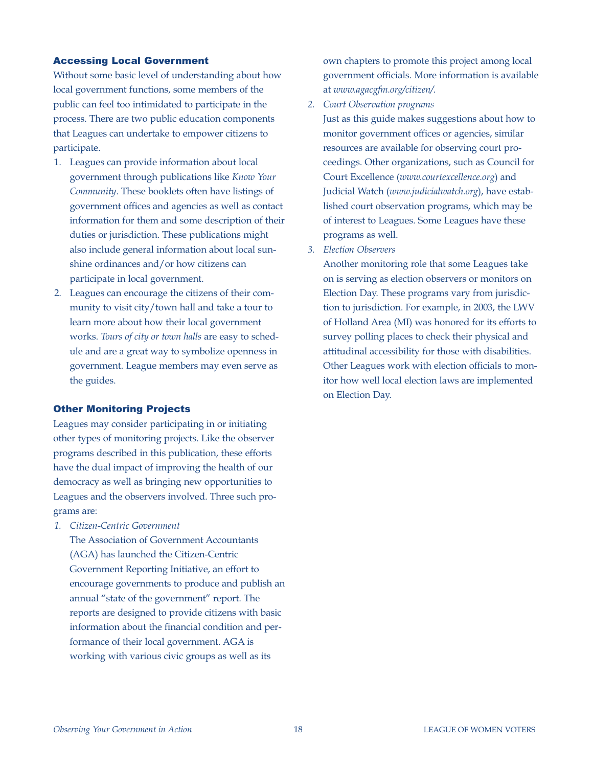### Accessing Local Government

Without some basic level of understanding about how local government functions, some members of the public can feel too intimidated to participate in the process. There are two public education components that Leagues can undertake to empower citizens to participate.

1. Leagues can provide information about local government through publications like *Know Your Community*. These booklets often have listings of government offices and agencies as well as contact information for them and some description of their duties or jurisdiction. These publications might also include general information about local sunshine ordinances and/or how citizens can participate in local government.
2. Leagues can encourage the citizens of their community to visit city/town hall and take a tour to learn more about how their local government works. *Tours of city or town halls* are easy to schedule and are a great way to symbolize openness in government. League members may even serve as the guides.

### Other Monitoring Projects

Leagues may consider participating in or initiating other types of monitoring projects. Like the observer programs described in this publication, these efforts have the dual impact of improving the health of our democracy as well as bringing new opportunities to Leagues and the observers involved. Three such programs are:

1. *Citizen-Centric Government*
   The Association of Government Accountants (AGA) has launched the Citizen-Centric Government Reporting Initiative, an effort to encourage governments to produce and publish an annual "state of the government" report. The reports are designed to provide citizens with basic information about the financial condition and performance of their local government. AGA is working with various civic groups as well as its own chapters to promote this project among local government officials. More information is available at *www.agacgfm.org/citizen/*.
2. *Court Observation programs*
   Just as this guide makes suggestions about how to monitor government offices or agencies, similar resources are available for observing court proceedings. Other organizations, such as Council for Court Excellence (*www.courtexcellence.org*) and Judicial Watch (*www.judicialwatch.org*), have established court observation programs, which may be of interest to Leagues. Some Leagues have these programs as well.
3. *Election Observers*
   Another monitoring role that some Leagues take on is serving as election observers or monitors on Election Day. These programs vary from jurisdiction to jurisdiction. For example, in 2003, the LWV of Holland Area (MI) was honored for its efforts to survey polling places to check their physical and attitudinal accessibility for those with disabilities. Other Leagues work with election officials to monitor how well local election laws are implemented on Election Day.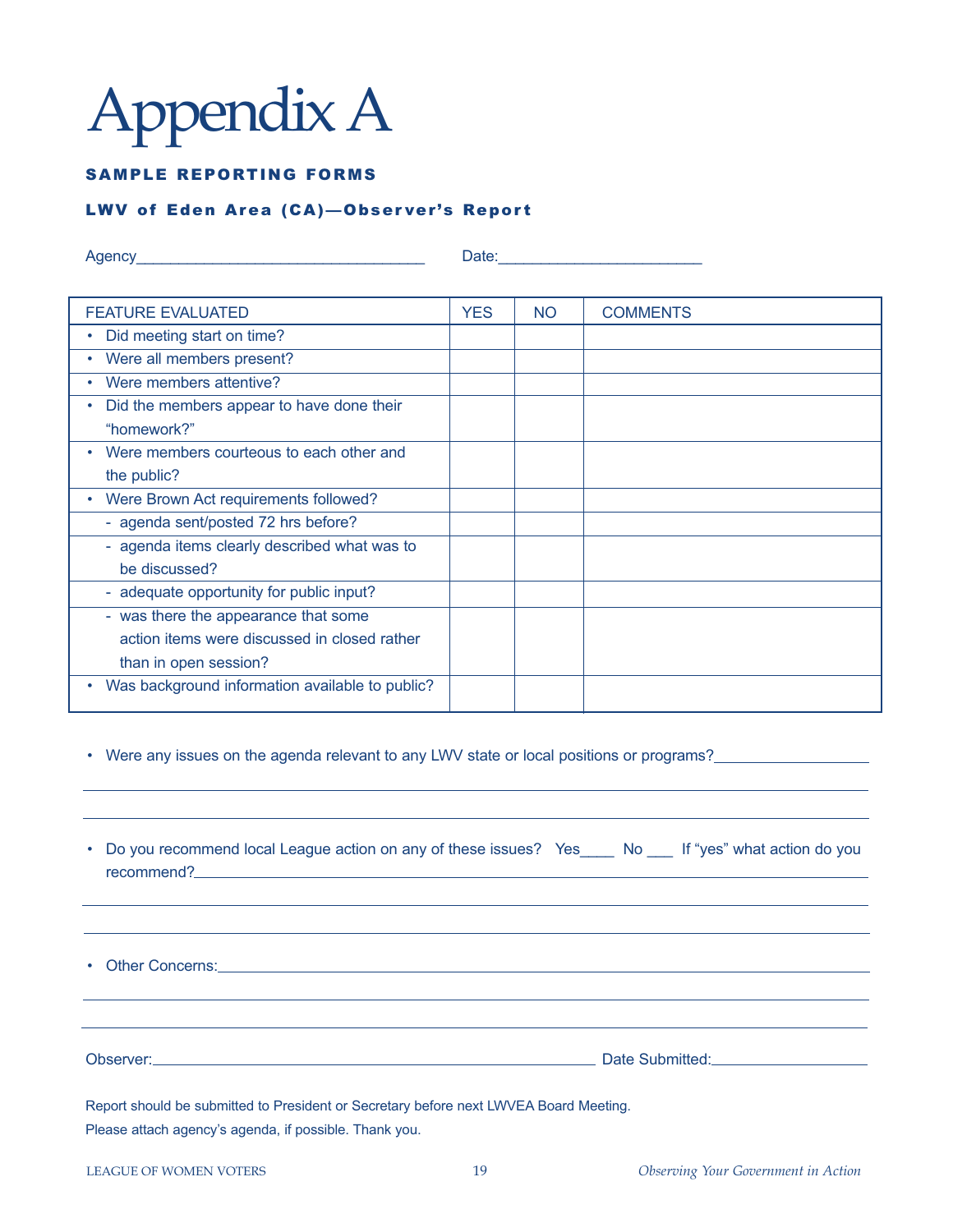# Appendix A

## SAMPLE REPORTING FORMS

### LWV of Eden Area (CA)—Observer's Report

Agency________________________________ Date:______________________

| FEATURE EVALUATED | YES | NO | COMMENTS |
|---|---|---|---|
| • Did meeting start on time? | | | |
| • Were all members present? | | | |
| • Were members attentive? | | | |
| • Did the members appear to have done their "homework?" | | | |
| • Were members courteous to each other and the public? | | | |
| • Were Brown Act requirements followed? | | | |
| - agenda sent/posted 72 hrs before? | | | |
| - agenda items clearly described what was to be discussed? | | | |
| - adequate opportunity for public input? | | | |
| - was there the appearance that some action items were discussed in closed rather than in open session? | | | |
| • Was background information available to public? | | | |

- Were any issues on the agenda relevant to any LWV state or local positions or programs?__________________

- Do you recommend local League action on any of these issues? Yes____ No ___ If "yes" what action do you recommend?__________________

- Other Concerns:__________________

Observer:______________________________ Date Submitted:__________________

Report should be submitted to President or Secretary before next LWVEA Board Meeting.

Please attach agency's agenda, if possible. Thank you.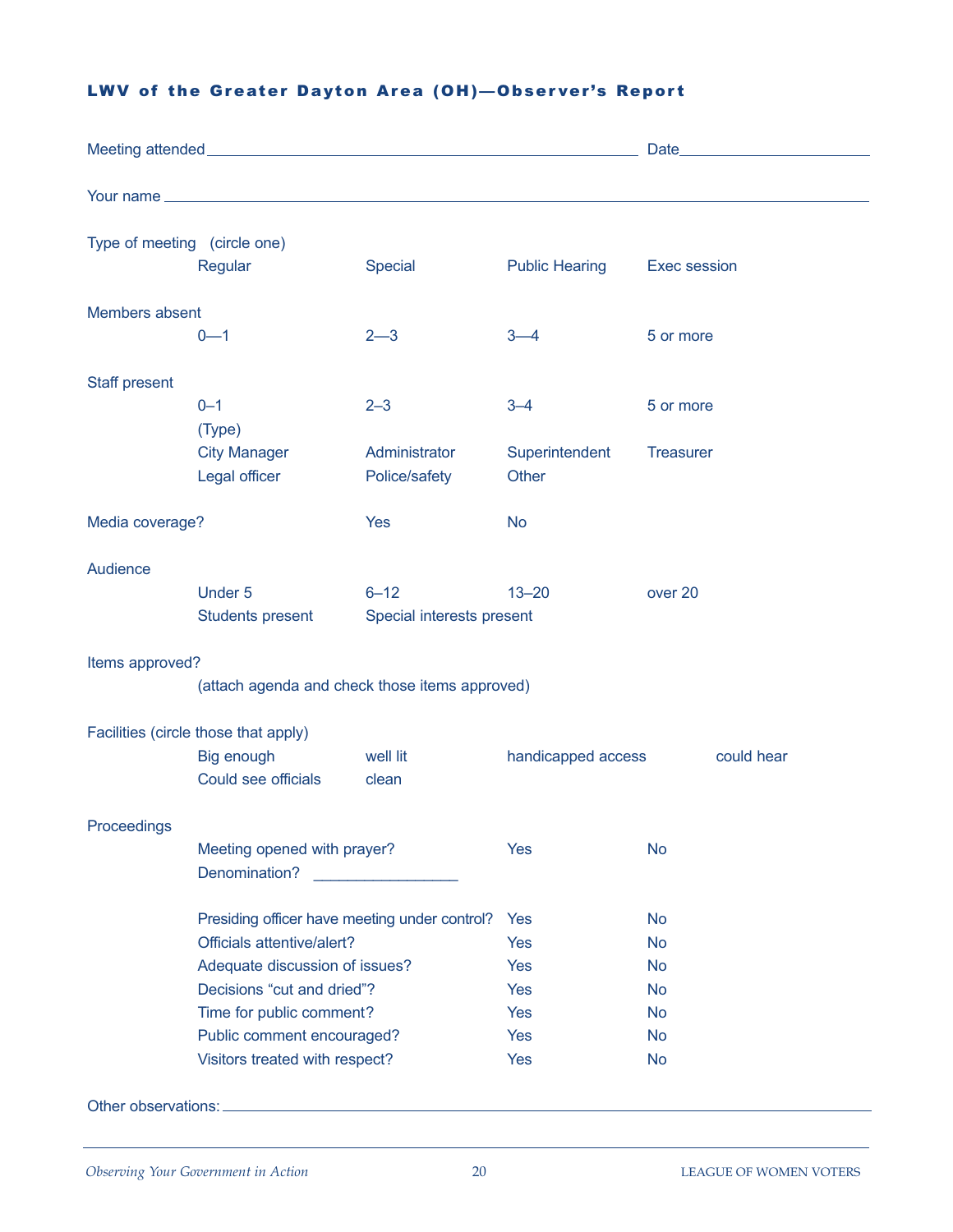## LWV of the Greater Dayton Area (OH)—Observer's Report

Meeting attended ________________________________________ Date ____________________

Your name ________________________________________________________________

Type of meeting (circle one)

Regular Special Public Hearing Exec session

Members absent

0—1 2—3 3—4 5 or more

Staff present

0–1 2–3 3–4 5 or more

(Type)

City Manager Administrator Superintendent Treasurer

Legal officer Police/safety Other

Media coverage? Yes No

Audience

Under 5 6–12 13–20 over 20

Students present Special interests present

Items approved?

(attach agenda and check those items approved)

Facilities (circle those that apply)

Big enough well lit handicapped access could hear

Could see officials clean

Proceedings

| | | |
|---|---|---|
| Meeting opened with prayer? | Yes | No |
| Denomination? _________________ | | |
| Presiding officer have meeting under control? | Yes | No |
| Officials attentive/alert? | Yes | No |
| Adequate discussion of issues? | Yes | No |
| Decisions "cut and dried"? | Yes | No |
| Time for public comment? | Yes | No |
| Public comment encouraged? | Yes | No |
| Visitors treated with respect? | Yes | No |

Other observations: ________________________________________________________________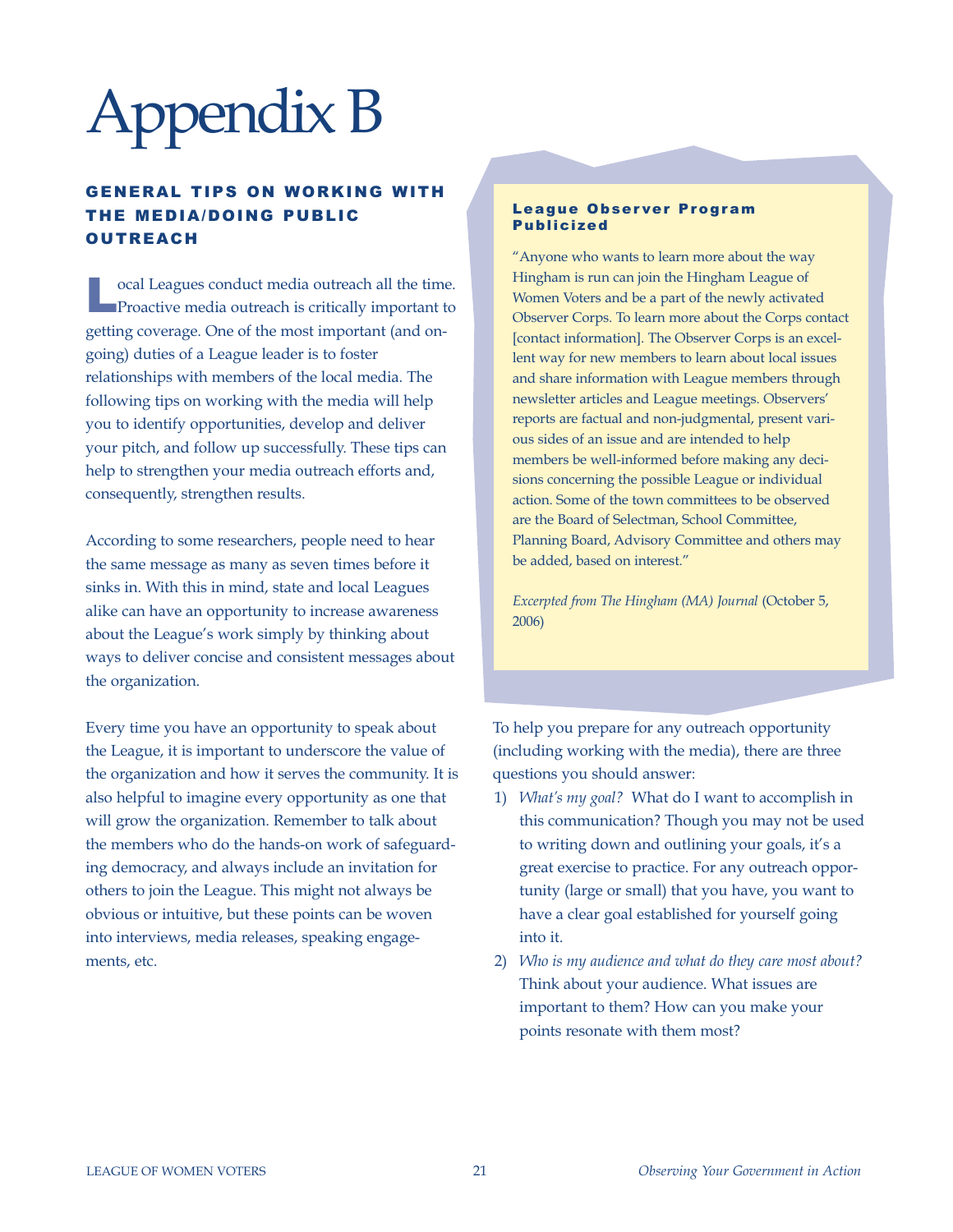# Appendix B

## GENERAL TIPS ON WORKING WITH THE MEDIA/DOING PUBLIC OUTREACH

Local Leagues conduct media outreach all the time. Proactive media outreach is critically important to getting coverage. One of the most important (and ongoing) duties of a League leader is to foster relationships with members of the local media. The following tips on working with the media will help you to identify opportunities, develop and deliver your pitch, and follow up successfully. These tips can help to strengthen your media outreach efforts and, consequently, strengthen results.

According to some researchers, people need to hear the same message as many as seven times before it sinks in. With this in mind, state and local Leagues alike can have an opportunity to increase awareness about the League's work simply by thinking about ways to deliver concise and consistent messages about the organization.

Every time you have an opportunity to speak about the League, it is important to underscore the value of the organization and how it serves the community. It is also helpful to imagine every opportunity as one that will grow the organization. Remember to talk about the members who do the hands-on work of safeguarding democracy, and always include an invitation for others to join the League. This might not always be obvious or intuitive, but these points can be woven into interviews, media releases, speaking engagements, etc.

**League Observer Program Publicized**

"Anyone who wants to learn more about the way Hingham is run can join the Hingham League of Women Voters and be a part of the newly activated Observer Corps. To learn more about the Corps contact [contact information]. The Observer Corps is an excellent way for new members to learn about local issues and share information with League members through newsletter articles and League meetings. Observers' reports are factual and non-judgmental, present various sides of an issue and are intended to help members be well-informed before making any decisions concerning the possible League or individual action. Some of the town committees to be observed are the Board of Selectman, School Committee, Planning Board, Advisory Committee and others may be added, based on interest."

*Excerpted from The Hingham (MA) Journal* (October 5, 2006)

To help you prepare for any outreach opportunity (including working with the media), there are three questions you should answer:

1) *What's my goal?* What do I want to accomplish in this communication? Though you may not be used to writing down and outlining your goals, it's a great exercise to practice. For any outreach opportunity (large or small) that you have, you want to have a clear goal established for yourself going into it.
2) *Who is my audience and what do they care most about?* Think about your audience. What issues are important to them? How can you make your points resonate with them most?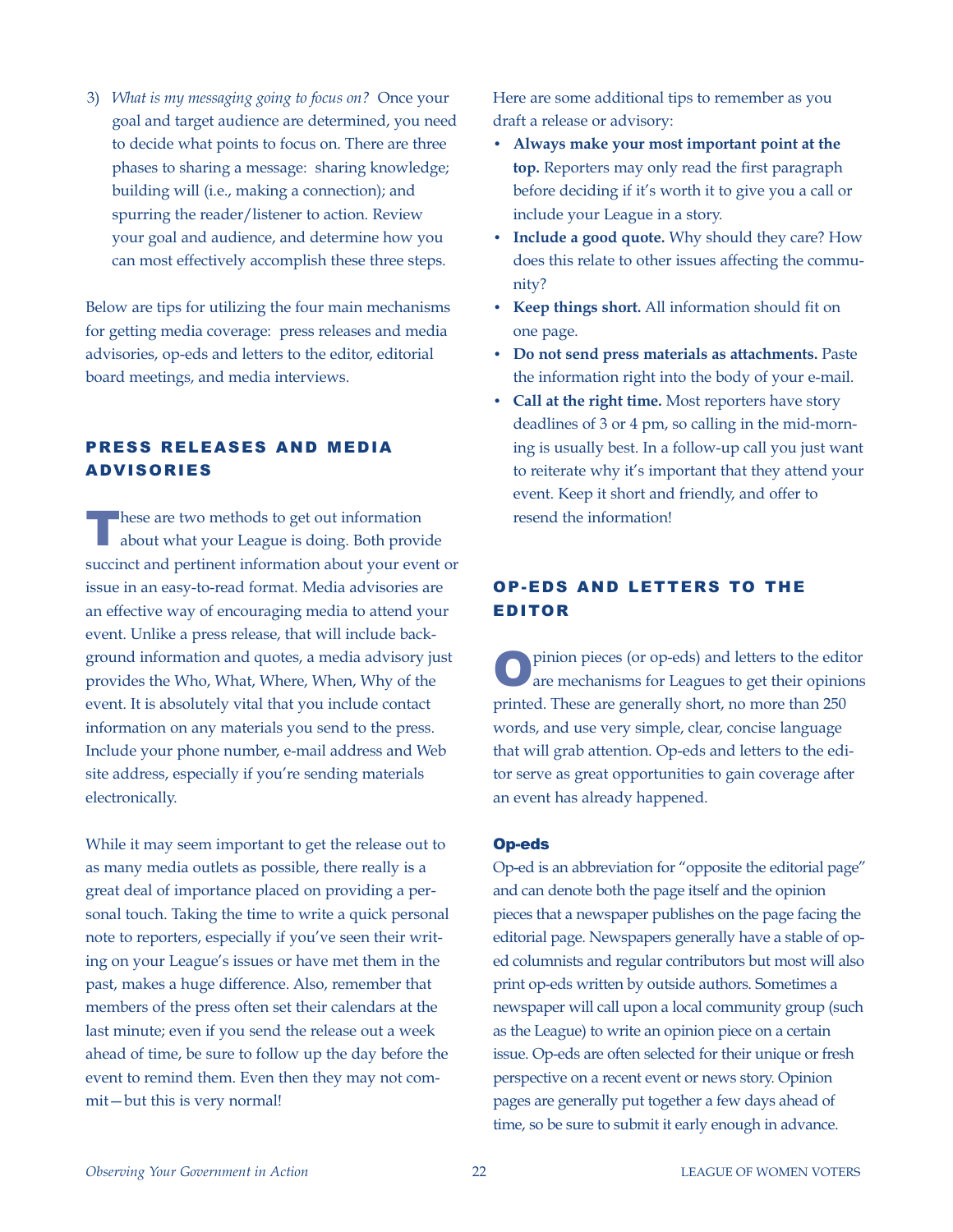3) *What is my messaging going to focus on?* Once your goal and target audience are determined, you need to decide what points to focus on. There are three phases to sharing a message: sharing knowledge; building will (i.e., making a connection); and spurring the reader/listener to action. Review your goal and audience, and determine how you can most effectively accomplish these three steps.

Below are tips for utilizing the four main mechanisms for getting media coverage: press releases and media advisories, op-eds and letters to the editor, editorial board meetings, and media interviews.

## PRESS RELEASES AND MEDIA ADVISORIES

These are two methods to get out information about what your League is doing. Both provide succinct and pertinent information about your event or issue in an easy-to-read format. Media advisories are an effective way of encouraging media to attend your event. Unlike a press release, that will include background information and quotes, a media advisory just provides the Who, What, Where, When, Why of the event. It is absolutely vital that you include contact information on any materials you send to the press. Include your phone number, e-mail address and Web site address, especially if you're sending materials electronically.

While it may seem important to get the release out to as many media outlets as possible, there really is a great deal of importance placed on providing a personal touch. Taking the time to write a quick personal note to reporters, especially if you've seen their writing on your League's issues or have met them in the past, makes a huge difference. Also, remember that members of the press often set their calendars at the last minute; even if you send the release out a week ahead of time, be sure to follow up the day before the event to remind them. Even then they may not commit—but this is very normal!

Here are some additional tips to remember as you draft a release or advisory:

- **Always make your most important point at the top.** Reporters may only read the first paragraph before deciding if it's worth it to give you a call or include your League in a story.
- **Include a good quote.** Why should they care? How does this relate to other issues affecting the community?
- **Keep things short.** All information should fit on one page.
- **Do not send press materials as attachments.** Paste the information right into the body of your e-mail.
- **Call at the right time.** Most reporters have story deadlines of 3 or 4 pm, so calling in the mid-morning is usually best. In a follow-up call you just want to reiterate why it's important that they attend your event. Keep it short and friendly, and offer to resend the information!

## OP-EDS AND LETTERS TO THE EDITOR

Opinion pieces (or op-eds) and letters to the editor are mechanisms for Leagues to get their opinions printed. These are generally short, no more than 250 words, and use very simple, clear, concise language that will grab attention. Op-eds and letters to the editor serve as great opportunities to gain coverage after an event has already happened.

### Op-eds

Op-ed is an abbreviation for "opposite the editorial page" and can denote both the page itself and the opinion pieces that a newspaper publishes on the page facing the editorial page. Newspapers generally have a stable of op-ed columnists and regular contributors but most will also print op-eds written by outside authors. Sometimes a newspaper will call upon a local community group (such as the League) to write an opinion piece on a certain issue. Op-eds are often selected for their unique or fresh perspective on a recent event or news story. Opinion pages are generally put together a few days ahead of time, so be sure to submit it early enough in advance.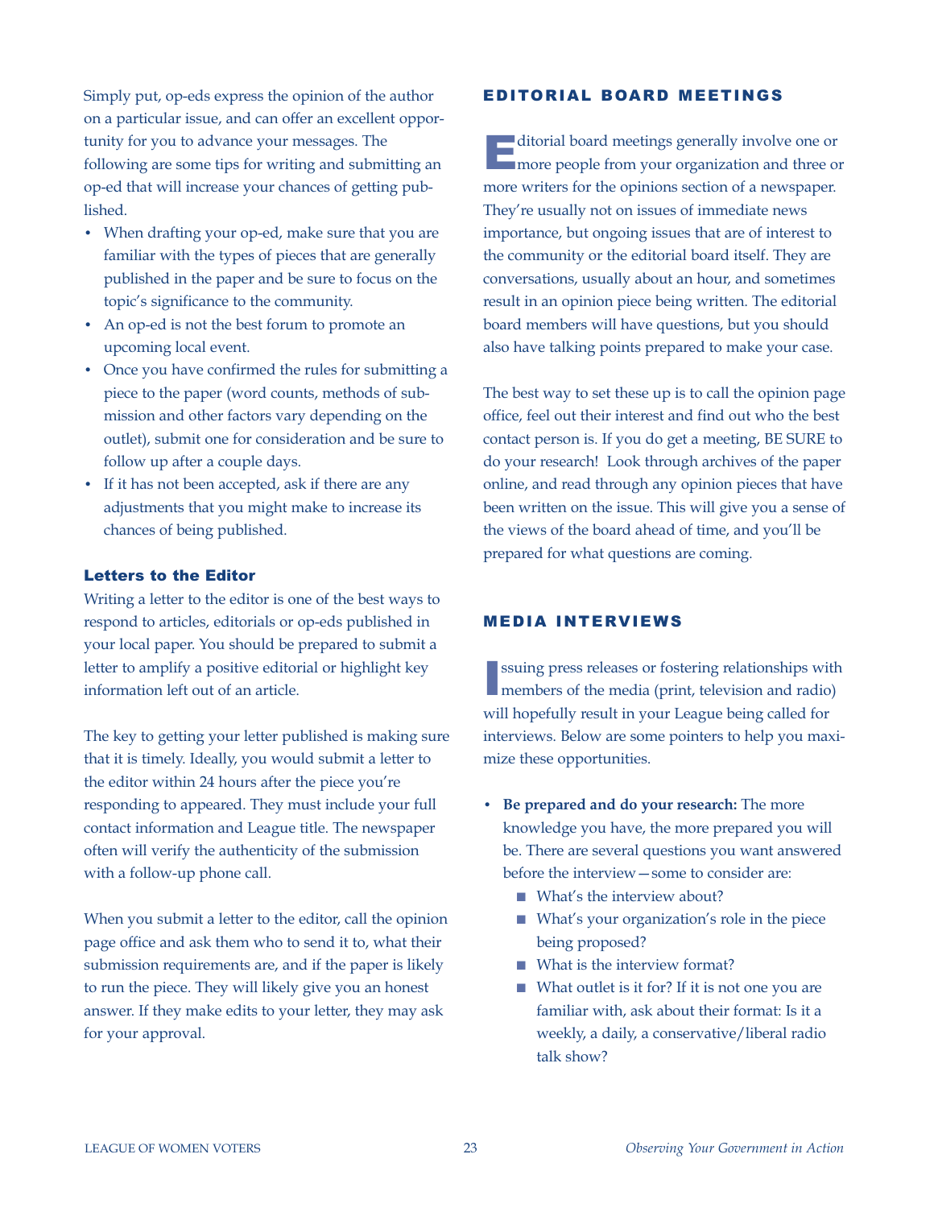Simply put, op-eds express the opinion of the author on a particular issue, and can offer an excellent opportunity for you to advance your messages. The following are some tips for writing and submitting an op-ed that will increase your chances of getting published.

- When drafting your op-ed, make sure that you are familiar with the types of pieces that are generally published in the paper and be sure to focus on the topic's significance to the community.
- An op-ed is not the best forum to promote an upcoming local event.
- Once you have confirmed the rules for submitting a piece to the paper (word counts, methods of submission and other factors vary depending on the outlet), submit one for consideration and be sure to follow up after a couple days.
- If it has not been accepted, ask if there are any adjustments that you might make to increase its chances of being published.

### Letters to the Editor

Writing a letter to the editor is one of the best ways to respond to articles, editorials or op-eds published in your local paper. You should be prepared to submit a letter to amplify a positive editorial or highlight key information left out of an article.

The key to getting your letter published is making sure that it is timely. Ideally, you would submit a letter to the editor within 24 hours after the piece you're responding to appeared. They must include your full contact information and League title. The newspaper often will verify the authenticity of the submission with a follow-up phone call.

When you submit a letter to the editor, call the opinion page office and ask them who to send it to, what their submission requirements are, and if the paper is likely to run the piece. They will likely give you an honest answer. If they make edits to your letter, they may ask for your approval.

## EDITORIAL BOARD MEETINGS

Editorial board meetings generally involve one or more people from your organization and three or more writers for the opinions section of a newspaper. They're usually not on issues of immediate news importance, but ongoing issues that are of interest to the community or the editorial board itself. They are conversations, usually about an hour, and sometimes result in an opinion piece being written. The editorial board members will have questions, but you should also have talking points prepared to make your case.

The best way to set these up is to call the opinion page office, feel out their interest and find out who the best contact person is. If you do get a meeting, BE SURE to do your research! Look through archives of the paper online, and read through any opinion pieces that have been written on the issue. This will give you a sense of the views of the board ahead of time, and you'll be prepared for what questions are coming.

## MEDIA INTERVIEWS

Issuing press releases or fostering relationships with members of the media (print, television and radio) will hopefully result in your League being called for interviews. Below are some pointers to help you maximize these opportunities.

- **Be prepared and do your research:** The more knowledge you have, the more prepared you will be. There are several questions you want answered before the interview—some to consider are:
  - What's the interview about?
  - What's your organization's role in the piece being proposed?
  - What is the interview format?
  - What outlet is it for? If it is not one you are familiar with, ask about their format: Is it a weekly, a daily, a conservative/liberal radio talk show?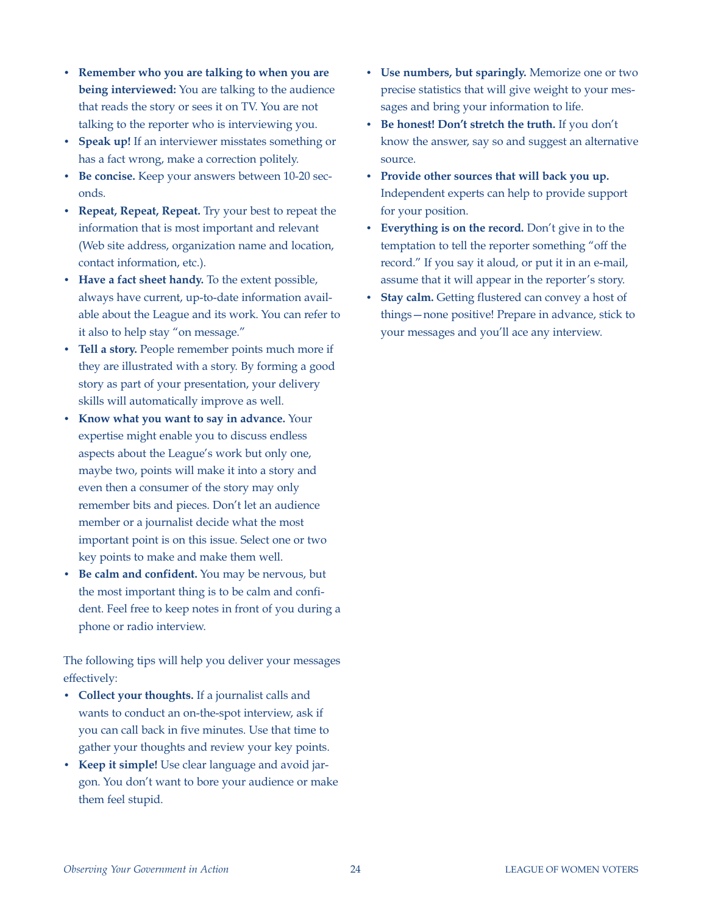- **Remember who you are talking to when you are being interviewed:** You are talking to the audience that reads the story or sees it on TV. You are not talking to the reporter who is interviewing you.
- **Speak up!** If an interviewer misstates something or has a fact wrong, make a correction politely.
- **Be concise.** Keep your answers between 10-20 seconds.
- **Repeat, Repeat, Repeat.** Try your best to repeat the information that is most important and relevant (Web site address, organization name and location, contact information, etc.).
- **Have a fact sheet handy.** To the extent possible, always have current, up-to-date information available about the League and its work. You can refer to it also to help stay "on message."
- **Tell a story.** People remember points much more if they are illustrated with a story. By forming a good story as part of your presentation, your delivery skills will automatically improve as well.
- **Know what you want to say in advance.** Your expertise might enable you to discuss endless aspects about the League's work but only one, maybe two, points will make it into a story and even then a consumer of the story may only remember bits and pieces. Don't let an audience member or a journalist decide what the most important point is on this issue. Select one or two key points to make and make them well.
- **Be calm and confident.** You may be nervous, but the most important thing is to be calm and confident. Feel free to keep notes in front of you during a phone or radio interview.

The following tips will help you deliver your messages effectively:

- **Collect your thoughts.** If a journalist calls and wants to conduct an on-the-spot interview, ask if you can call back in five minutes. Use that time to gather your thoughts and review your key points.
- **Keep it simple!** Use clear language and avoid jargon. You don't want to bore your audience or make them feel stupid.
- **Use numbers, but sparingly.** Memorize one or two precise statistics that will give weight to your messages and bring your information to life.
- **Be honest! Don't stretch the truth.** If you don't know the answer, say so and suggest an alternative source.
- **Provide other sources that will back you up.** Independent experts can help to provide support for your position.
- **Everything is on the record.** Don't give in to the temptation to tell the reporter something "off the record." If you say it aloud, or put it in an e-mail, assume that it will appear in the reporter's story.
- **Stay calm.** Getting flustered can convey a host of things—none positive! Prepare in advance, stick to your messages and you'll ace any interview.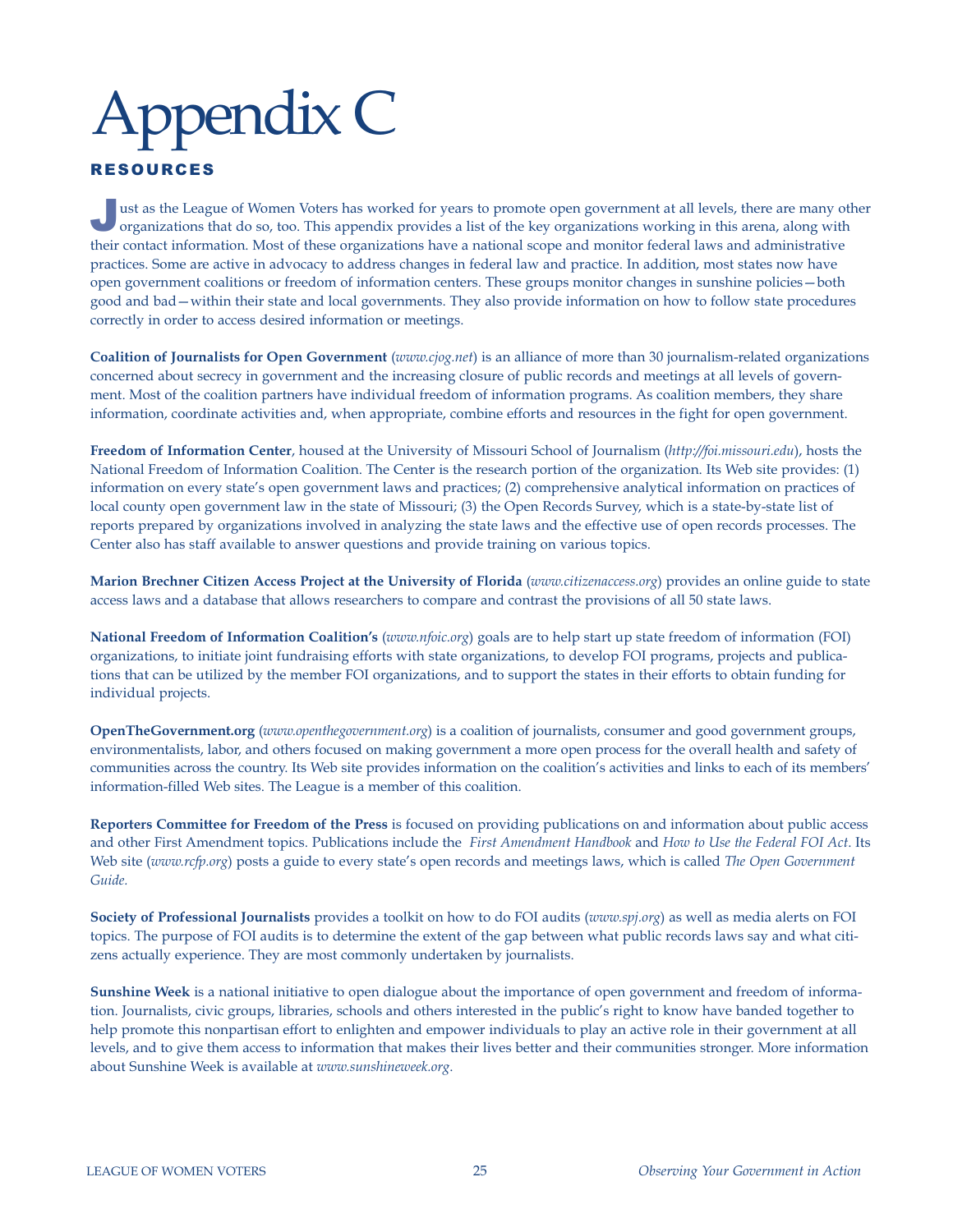# Appendix C

## RESOURCES

Just as the League of Women Voters has worked for years to promote open government at all levels, there are many other organizations that do so, too. This appendix provides a list of the key organizations working in this arena, along with their contact information. Most of these organizations have a national scope and monitor federal laws and administrative practices. Some are active in advocacy to address changes in federal law and practice. In addition, most states now have open government coalitions or freedom of information centers. These groups monitor changes in sunshine policies—both good and bad—within their state and local governments. They also provide information on how to follow state procedures correctly in order to access desired information or meetings.

**Coalition of Journalists for Open Government** (*www.cjog.net*) is an alliance of more than 30 journalism-related organizations concerned about secrecy in government and the increasing closure of public records and meetings at all levels of government. Most of the coalition partners have individual freedom of information programs. As coalition members, they share information, coordinate activities and, when appropriate, combine efforts and resources in the fight for open government.

**Freedom of Information Center**, housed at the University of Missouri School of Journalism (*http://foi.missouri.edu*), hosts the National Freedom of Information Coalition. The Center is the research portion of the organization. Its Web site provides: (1) information on every state's open government laws and practices; (2) comprehensive analytical information on practices of local county open government law in the state of Missouri; (3) the Open Records Survey, which is a state-by-state list of reports prepared by organizations involved in analyzing the state laws and the effective use of open records processes. The Center also has staff available to answer questions and provide training on various topics.

**Marion Brechner Citizen Access Project at the University of Florida** (*www.citizenaccess.org*) provides an online guide to state access laws and a database that allows researchers to compare and contrast the provisions of all 50 state laws.

**National Freedom of Information Coalition's** (*www.nfoic.org*) goals are to help start up state freedom of information (FOI) organizations, to initiate joint fundraising efforts with state organizations, to develop FOI programs, projects and publications that can be utilized by the member FOI organizations, and to support the states in their efforts to obtain funding for individual projects.

**OpenTheGovernment.org** (*www.openthegovernment.org*) is a coalition of journalists, consumer and good government groups, environmentalists, labor, and others focused on making government a more open process for the overall health and safety of communities across the country. Its Web site provides information on the coalition's activities and links to each of its members' information-filled Web sites. The League is a member of this coalition.

**Reporters Committee for Freedom of the Press** is focused on providing publications on and information about public access and other First Amendment topics. Publications include the *First Amendment Handbook* and *How to Use the Federal FOI Act*. Its Web site (*www.rcfp.org*) posts a guide to every state's open records and meetings laws, which is called *The Open Government Guide.*

**Society of Professional Journalists** provides a toolkit on how to do FOI audits (*www.spj.org*) as well as media alerts on FOI topics. The purpose of FOI audits is to determine the extent of the gap between what public records laws say and what citizens actually experience. They are most commonly undertaken by journalists.

**Sunshine Week** is a national initiative to open dialogue about the importance of open government and freedom of information. Journalists, civic groups, libraries, schools and others interested in the public's right to know have banded together to help promote this nonpartisan effort to enlighten and empower individuals to play an active role in their government at all levels, and to give them access to information that makes their lives better and their communities stronger. More information about Sunshine Week is available at *www.sunshineweek.org*.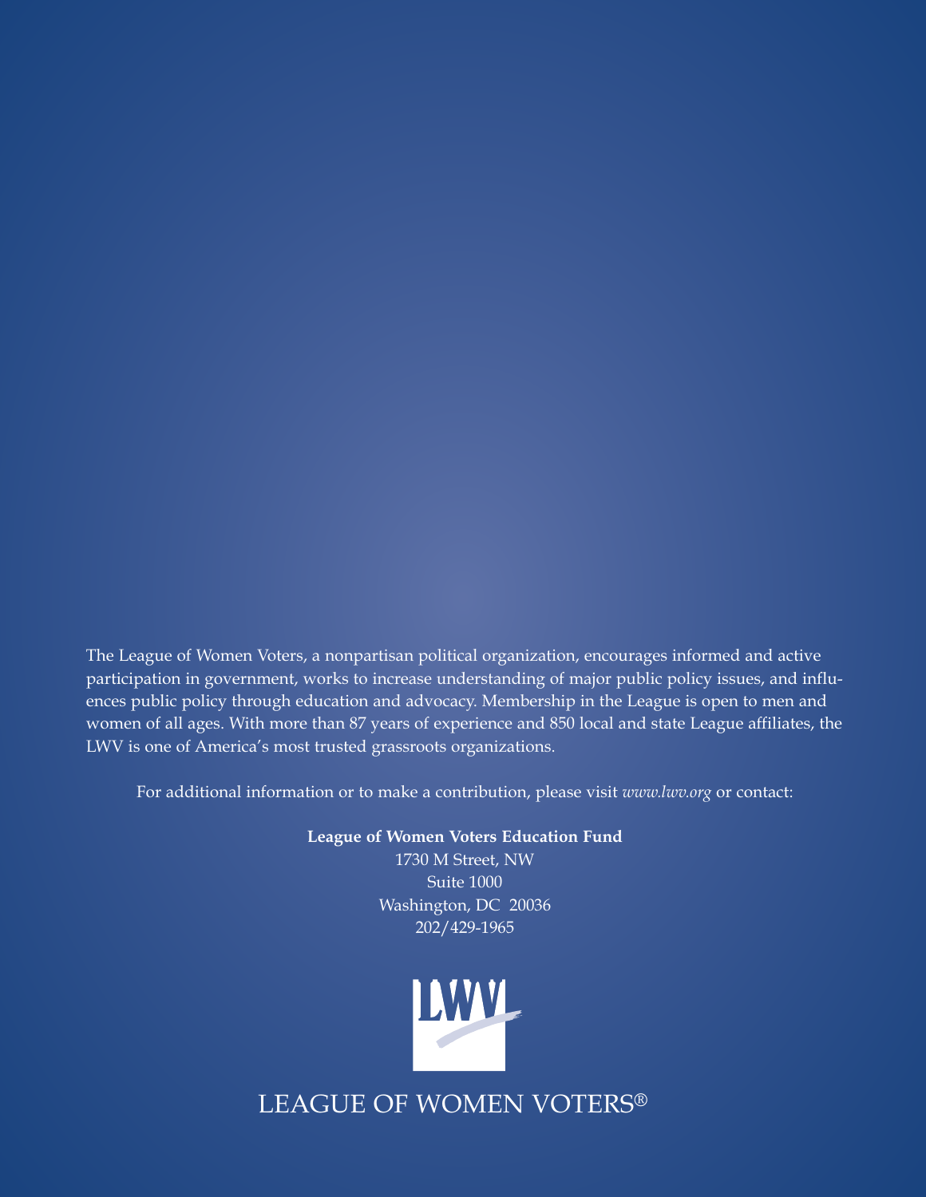The League of Women Voters, a nonpartisan political organization, encourages informed and active participation in government, works to increase understanding of major public policy issues, and influences public policy through education and advocacy. Membership in the League is open to men and women of all ages. With more than 87 years of experience and 850 local and state League affiliates, the LWV is one of America's most trusted grassroots organizations.

For additional information or to make a contribution, please visit *www.lwv.org* or contact:

**League of Women Voters Education Fund**
1730 M Street, NW
Suite 1000
Washington, DC 20036
202/429-1965

LWV

LEAGUE OF WOMEN VOTERS®